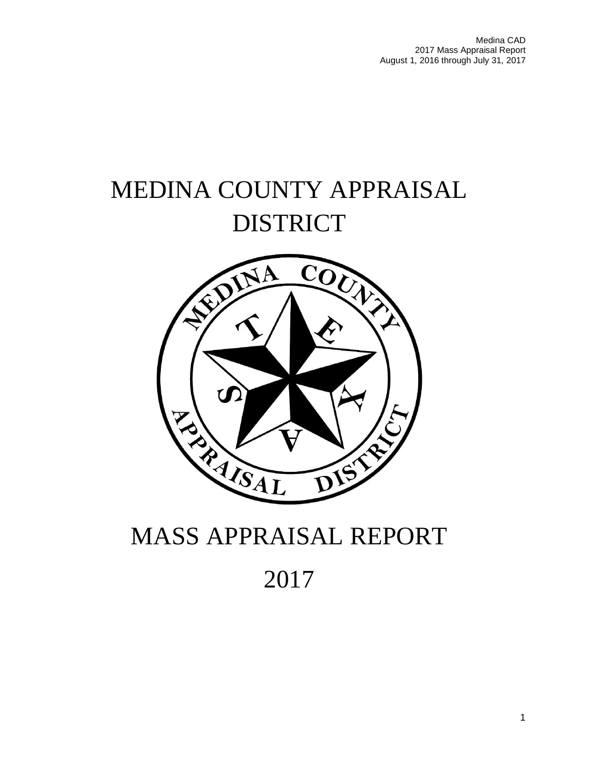# MEDINA COUNTY APPRAISAL DISTRICT

# MASS APPRAISAL REPORT

# 2017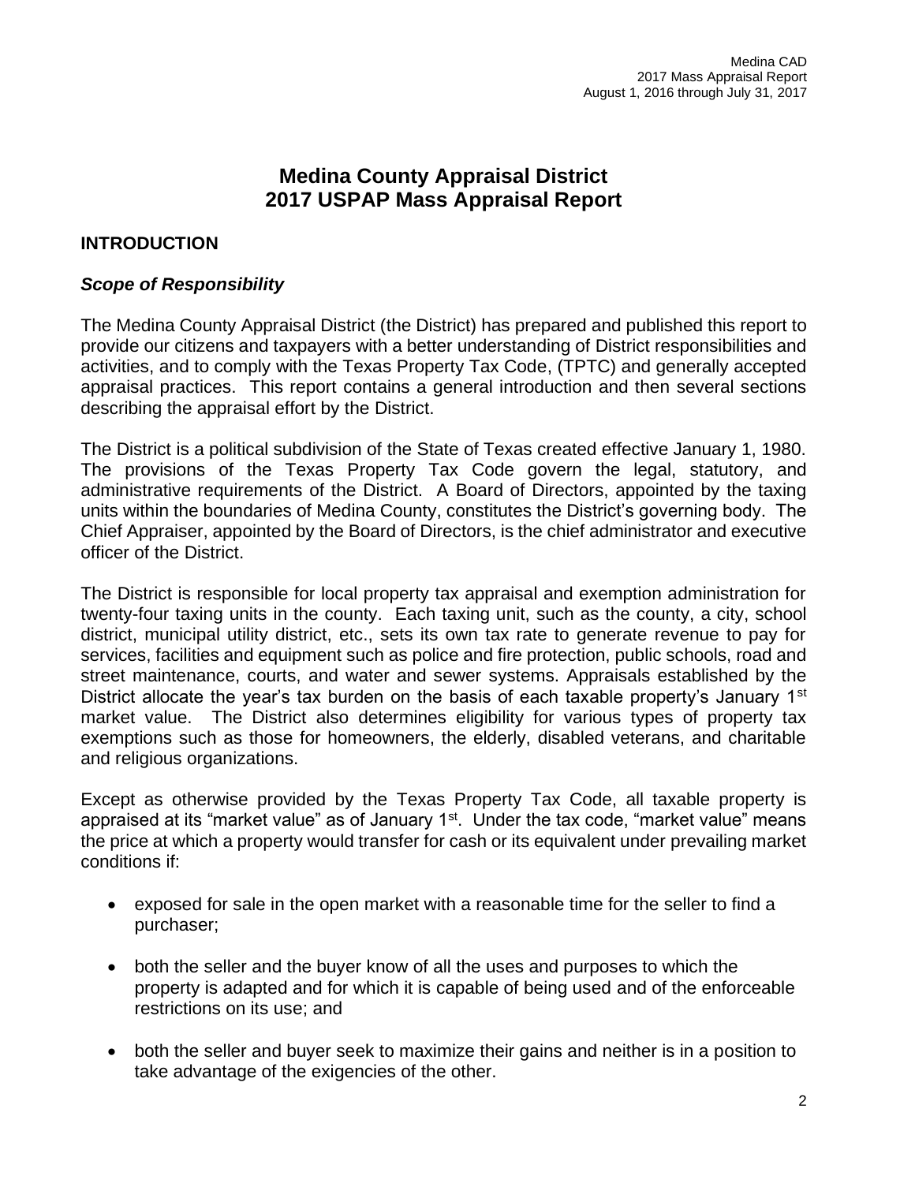# Medina County Appraisal District
# 2017 USPAP Mass Appraisal Report

## INTRODUCTION

### *Scope of Responsibility*

The Medina County Appraisal District (the District) has prepared and published this report to provide our citizens and taxpayers with a better understanding of District responsibilities and activities, and to comply with the Texas Property Tax Code, (TPTC) and generally accepted appraisal practices. This report contains a general introduction and then several sections describing the appraisal effort by the District.

The District is a political subdivision of the State of Texas created effective January 1, 1980. The provisions of the Texas Property Tax Code govern the legal, statutory, and administrative requirements of the District. A Board of Directors, appointed by the taxing units within the boundaries of Medina County, constitutes the District's governing body. The Chief Appraiser, appointed by the Board of Directors, is the chief administrator and executive officer of the District.

The District is responsible for local property tax appraisal and exemption administration for twenty-four taxing units in the county. Each taxing unit, such as the county, a city, school district, municipal utility district, etc., sets its own tax rate to generate revenue to pay for services, facilities and equipment such as police and fire protection, public schools, road and street maintenance, courts, and water and sewer systems. Appraisals established by the District allocate the year's tax burden on the basis of each taxable property's January 1st market value. The District also determines eligibility for various types of property tax exemptions such as those for homeowners, the elderly, disabled veterans, and charitable and religious organizations.

Except as otherwise provided by the Texas Property Tax Code, all taxable property is appraised at its "market value" as of January 1st. Under the tax code, "market value" means the price at which a property would transfer for cash or its equivalent under prevailing market conditions if:

- exposed for sale in the open market with a reasonable time for the seller to find a purchaser;
- both the seller and the buyer know of all the uses and purposes to which the property is adapted and for which it is capable of being used and of the enforceable restrictions on its use; and
- both the seller and buyer seek to maximize their gains and neither is in a position to take advantage of the exigencies of the other.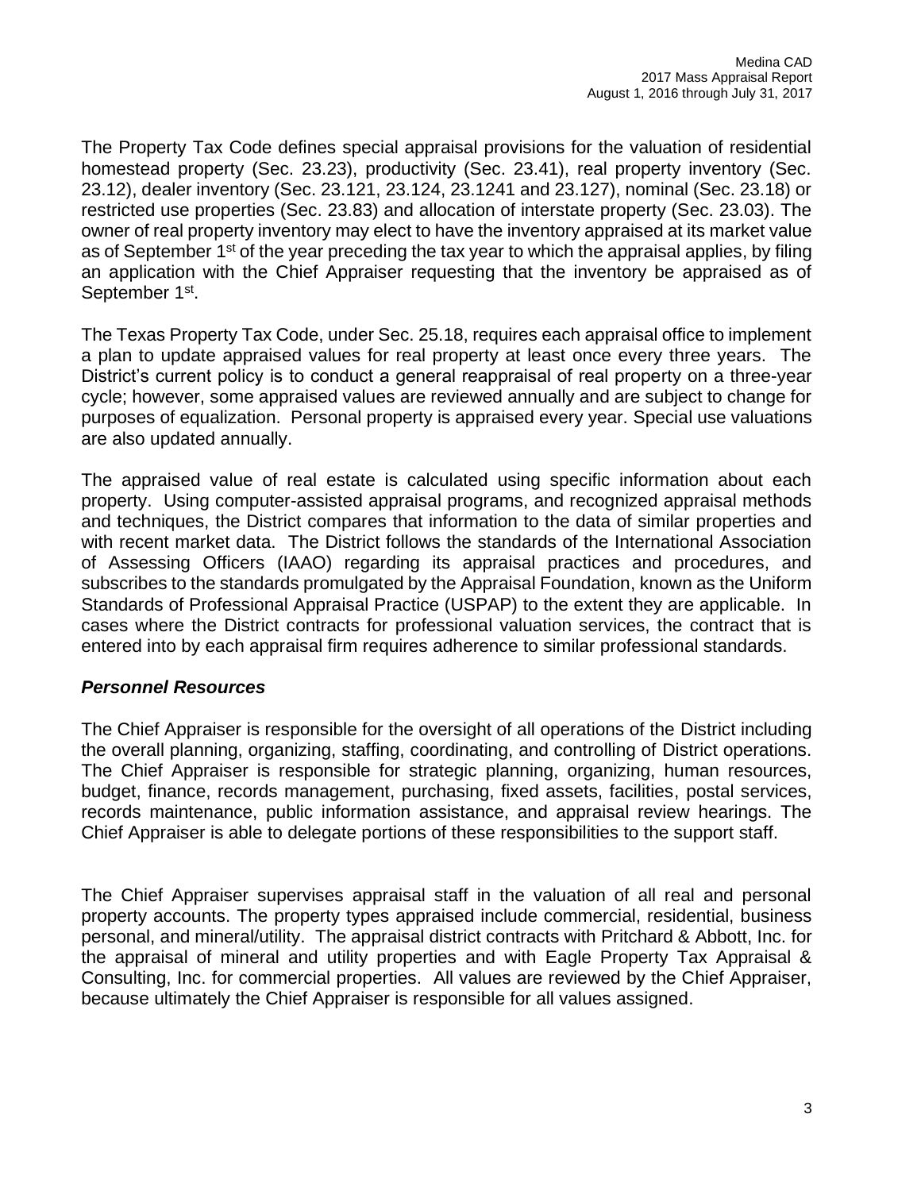The Property Tax Code defines special appraisal provisions for the valuation of residential homestead property (Sec. 23.23), productivity (Sec. 23.41), real property inventory (Sec. 23.12), dealer inventory (Sec. 23.121, 23.124, 23.1241 and 23.127), nominal (Sec. 23.18) or restricted use properties (Sec. 23.83) and allocation of interstate property (Sec. 23.03). The owner of real property inventory may elect to have the inventory appraised at its market value as of September 1st of the year preceding the tax year to which the appraisal applies, by filing an application with the Chief Appraiser requesting that the inventory be appraised as of September 1st.

The Texas Property Tax Code, under Sec. 25.18, requires each appraisal office to implement a plan to update appraised values for real property at least once every three years. The District's current policy is to conduct a general reappraisal of real property on a three-year cycle; however, some appraised values are reviewed annually and are subject to change for purposes of equalization. Personal property is appraised every year. Special use valuations are also updated annually.

The appraised value of real estate is calculated using specific information about each property. Using computer-assisted appraisal programs, and recognized appraisal methods and techniques, the District compares that information to the data of similar properties and with recent market data. The District follows the standards of the International Association of Assessing Officers (IAAO) regarding its appraisal practices and procedures, and subscribes to the standards promulgated by the Appraisal Foundation, known as the Uniform Standards of Professional Appraisal Practice (USPAP) to the extent they are applicable. In cases where the District contracts for professional valuation services, the contract that is entered into by each appraisal firm requires adherence to similar professional standards.

### *Personnel Resources*

The Chief Appraiser is responsible for the oversight of all operations of the District including the overall planning, organizing, staffing, coordinating, and controlling of District operations. The Chief Appraiser is responsible for strategic planning, organizing, human resources, budget, finance, records management, purchasing, fixed assets, facilities, postal services, records maintenance, public information assistance, and appraisal review hearings. The Chief Appraiser is able to delegate portions of these responsibilities to the support staff.

The Chief Appraiser supervises appraisal staff in the valuation of all real and personal property accounts. The property types appraised include commercial, residential, business personal, and mineral/utility. The appraisal district contracts with Pritchard & Abbott, Inc. for the appraisal of mineral and utility properties and with Eagle Property Tax Appraisal & Consulting, Inc. for commercial properties. All values are reviewed by the Chief Appraiser, because ultimately the Chief Appraiser is responsible for all values assigned.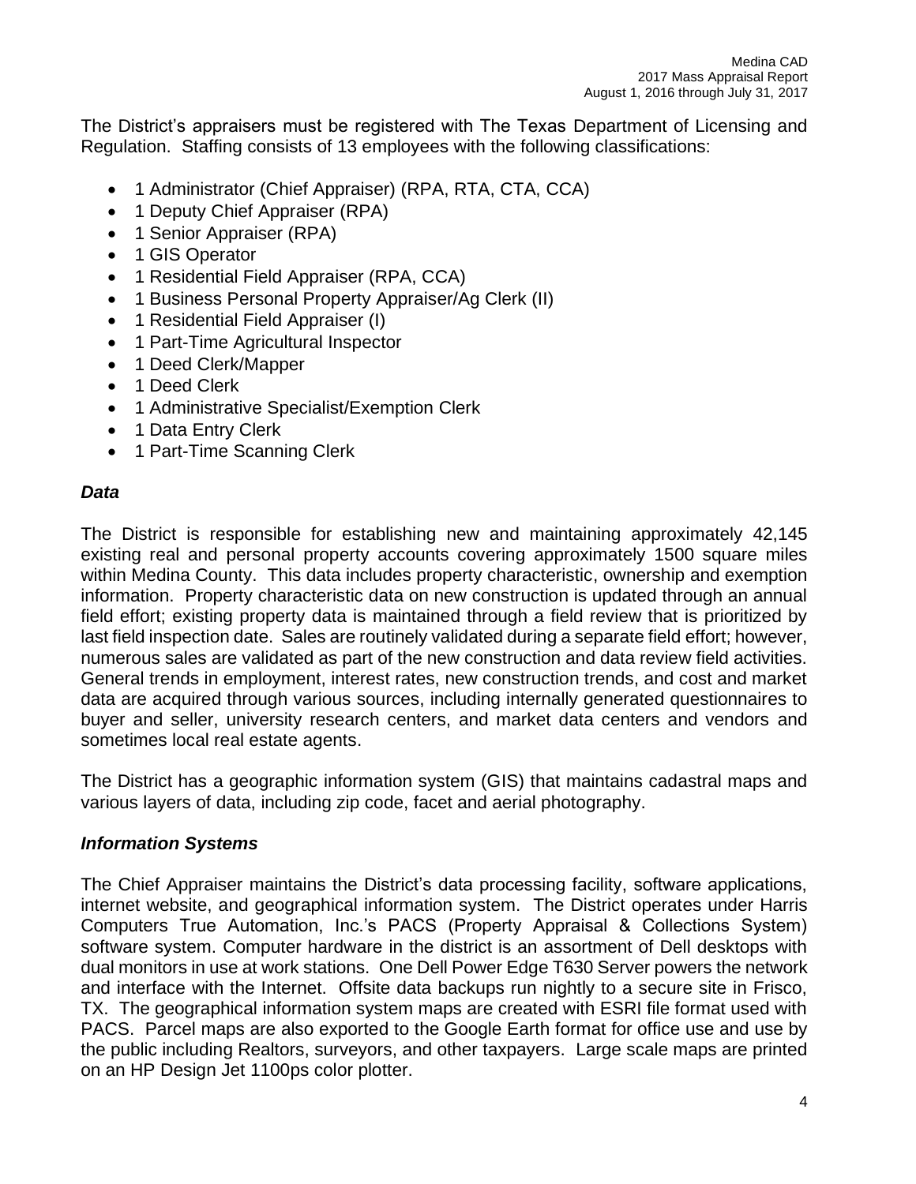The District's appraisers must be registered with The Texas Department of Licensing and Regulation. Staffing consists of 13 employees with the following classifications:

- 1 Administrator (Chief Appraiser) (RPA, RTA, CTA, CCA)
- 1 Deputy Chief Appraiser (RPA)
- 1 Senior Appraiser (RPA)
- 1 GIS Operator
- 1 Residential Field Appraiser (RPA, CCA)
- 1 Business Personal Property Appraiser/Ag Clerk (II)
- 1 Residential Field Appraiser (I)
- 1 Part-Time Agricultural Inspector
- 1 Deed Clerk/Mapper
- 1 Deed Clerk
- 1 Administrative Specialist/Exemption Clerk
- 1 Data Entry Clerk
- 1 Part-Time Scanning Clerk

### *Data*

The District is responsible for establishing new and maintaining approximately 42,145 existing real and personal property accounts covering approximately 1500 square miles within Medina County. This data includes property characteristic, ownership and exemption information. Property characteristic data on new construction is updated through an annual field effort; existing property data is maintained through a field review that is prioritized by last field inspection date. Sales are routinely validated during a separate field effort; however, numerous sales are validated as part of the new construction and data review field activities. General trends in employment, interest rates, new construction trends, and cost and market data are acquired through various sources, including internally generated questionnaires to buyer and seller, university research centers, and market data centers and vendors and sometimes local real estate agents.

The District has a geographic information system (GIS) that maintains cadastral maps and various layers of data, including zip code, facet and aerial photography.

### *Information Systems*

The Chief Appraiser maintains the District's data processing facility, software applications, internet website, and geographical information system. The District operates under Harris Computers True Automation, Inc.'s PACS (Property Appraisal & Collections System) software system. Computer hardware in the district is an assortment of Dell desktops with dual monitors in use at work stations. One Dell Power Edge T630 Server powers the network and interface with the Internet. Offsite data backups run nightly to a secure site in Frisco, TX. The geographical information system maps are created with ESRI file format used with PACS. Parcel maps are also exported to the Google Earth format for office use and use by the public including Realtors, surveyors, and other taxpayers. Large scale maps are printed on an HP Design Jet 1100ps color plotter.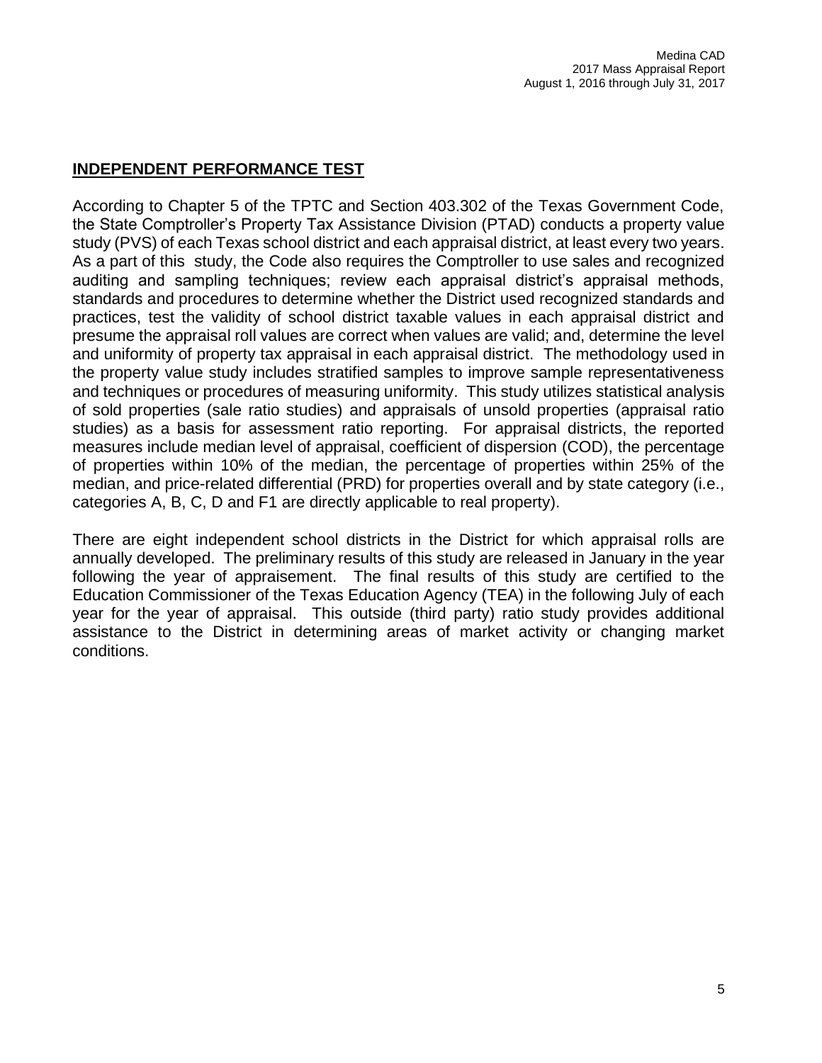## INDEPENDENT PERFORMANCE TEST

According to Chapter 5 of the TPTC and Section 403.302 of the Texas Government Code, the State Comptroller's Property Tax Assistance Division (PTAD) conducts a property value study (PVS) of each Texas school district and each appraisal district, at least every two years. As a part of this study, the Code also requires the Comptroller to use sales and recognized auditing and sampling techniques; review each appraisal district's appraisal methods, standards and procedures to determine whether the District used recognized standards and practices, test the validity of school district taxable values in each appraisal district and presume the appraisal roll values are correct when values are valid; and, determine the level and uniformity of property tax appraisal in each appraisal district. The methodology used in the property value study includes stratified samples to improve sample representativeness and techniques or procedures of measuring uniformity. This study utilizes statistical analysis of sold properties (sale ratio studies) and appraisals of unsold properties (appraisal ratio studies) as a basis for assessment ratio reporting. For appraisal districts, the reported measures include median level of appraisal, coefficient of dispersion (COD), the percentage of properties within 10% of the median, the percentage of properties within 25% of the median, and price-related differential (PRD) for properties overall and by state category (i.e., categories A, B, C, D and F1 are directly applicable to real property).

There are eight independent school districts in the District for which appraisal rolls are annually developed. The preliminary results of this study are released in January in the year following the year of appraisement. The final results of this study are certified to the Education Commissioner of the Texas Education Agency (TEA) in the following July of each year for the year of appraisal. This outside (third party) ratio study provides additional assistance to the District in determining areas of market activity or changing market conditions.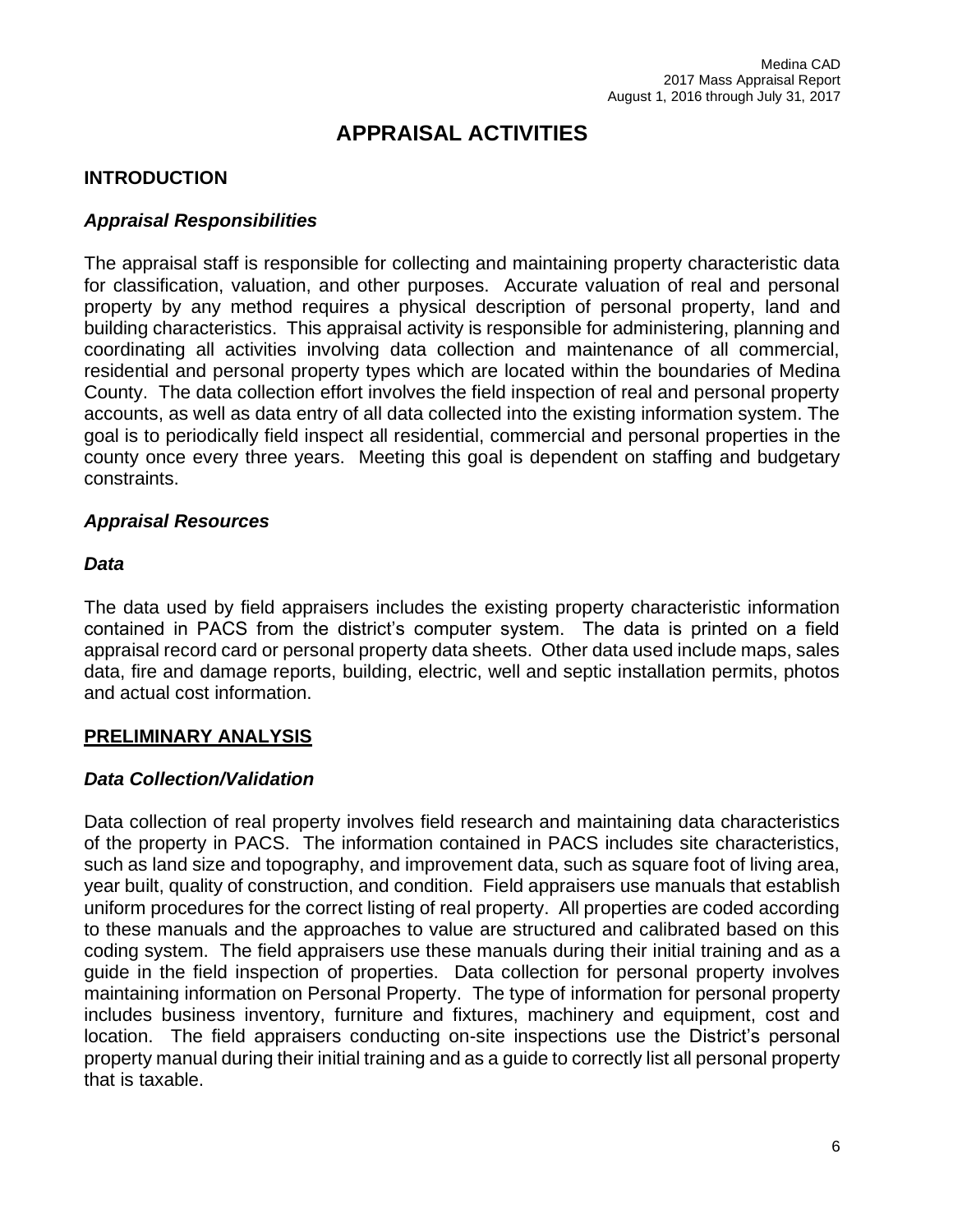# APPRAISAL ACTIVITIES

## INTRODUCTION

### *Appraisal Responsibilities*

The appraisal staff is responsible for collecting and maintaining property characteristic data for classification, valuation, and other purposes. Accurate valuation of real and personal property by any method requires a physical description of personal property, land and building characteristics. This appraisal activity is responsible for administering, planning and coordinating all activities involving data collection and maintenance of all commercial, residential and personal property types which are located within the boundaries of Medina County. The data collection effort involves the field inspection of real and personal property accounts, as well as data entry of all data collected into the existing information system. The goal is to periodically field inspect all residential, commercial and personal properties in the county once every three years. Meeting this goal is dependent on staffing and budgetary constraints.

### *Appraisal Resources*

### *Data*

The data used by field appraisers includes the existing property characteristic information contained in PACS from the district's computer system. The data is printed on a field appraisal record card or personal property data sheets. Other data used include maps, sales data, fire and damage reports, building, electric, well and septic installation permits, photos and actual cost information.

## PRELIMINARY ANALYSIS

### *Data Collection/Validation*

Data collection of real property involves field research and maintaining data characteristics of the property in PACS. The information contained in PACS includes site characteristics, such as land size and topography, and improvement data, such as square foot of living area, year built, quality of construction, and condition. Field appraisers use manuals that establish uniform procedures for the correct listing of real property. All properties are coded according to these manuals and the approaches to value are structured and calibrated based on this coding system. The field appraisers use these manuals during their initial training and as a guide in the field inspection of properties. Data collection for personal property involves maintaining information on Personal Property. The type of information for personal property includes business inventory, furniture and fixtures, machinery and equipment, cost and location. The field appraisers conducting on-site inspections use the District's personal property manual during their initial training and as a guide to correctly list all personal property that is taxable.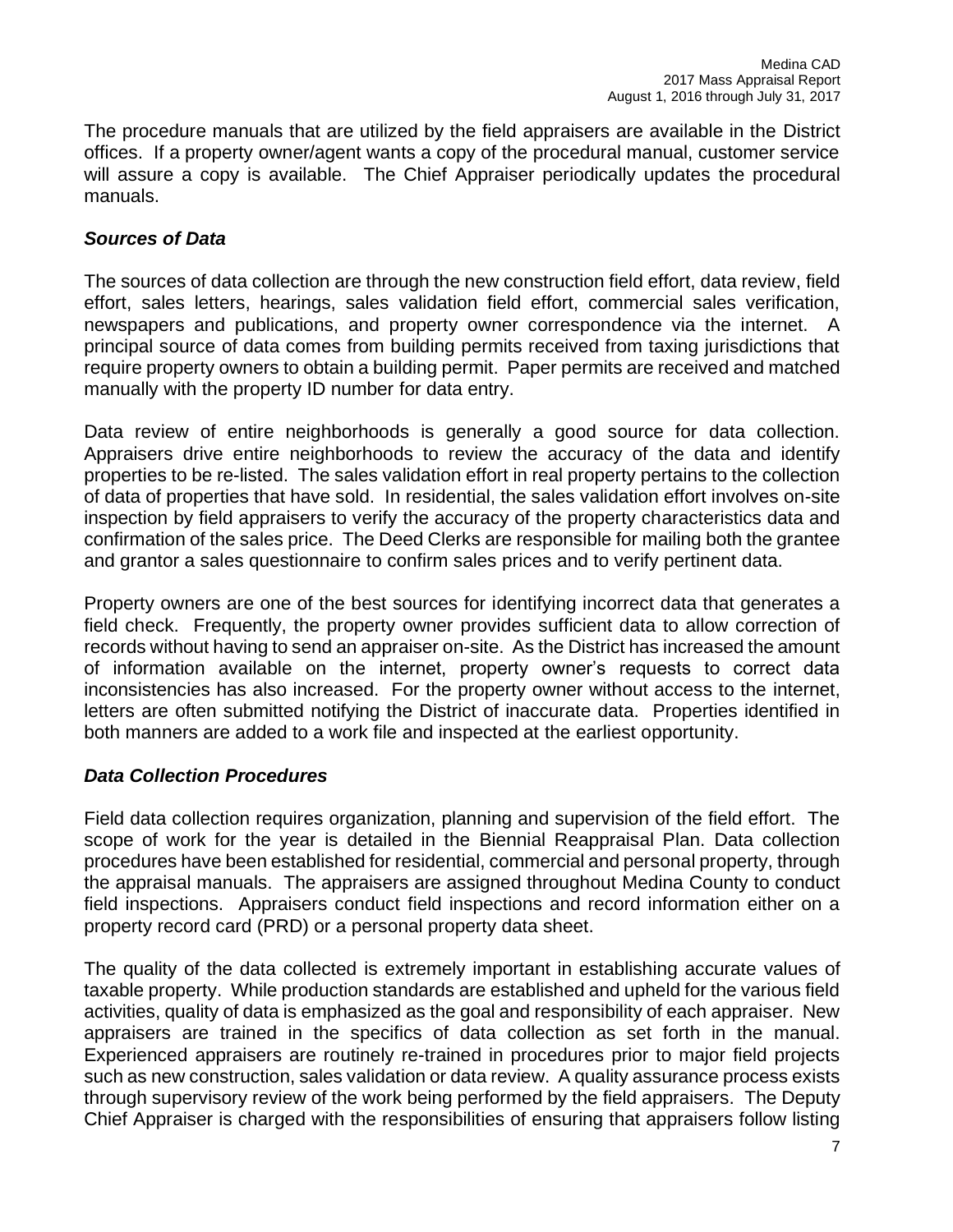The procedure manuals that are utilized by the field appraisers are available in the District offices. If a property owner/agent wants a copy of the procedural manual, customer service will assure a copy is available. The Chief Appraiser periodically updates the procedural manuals.

### *Sources of Data*

The sources of data collection are through the new construction field effort, data review, field effort, sales letters, hearings, sales validation field effort, commercial sales verification, newspapers and publications, and property owner correspondence via the internet. A principal source of data comes from building permits received from taxing jurisdictions that require property owners to obtain a building permit. Paper permits are received and matched manually with the property ID number for data entry.

Data review of entire neighborhoods is generally a good source for data collection. Appraisers drive entire neighborhoods to review the accuracy of the data and identify properties to be re-listed. The sales validation effort in real property pertains to the collection of data of properties that have sold. In residential, the sales validation effort involves on-site inspection by field appraisers to verify the accuracy of the property characteristics data and confirmation of the sales price. The Deed Clerks are responsible for mailing both the grantee and grantor a sales questionnaire to confirm sales prices and to verify pertinent data.

Property owners are one of the best sources for identifying incorrect data that generates a field check. Frequently, the property owner provides sufficient data to allow correction of records without having to send an appraiser on-site. As the District has increased the amount of information available on the internet, property owner's requests to correct data inconsistencies has also increased. For the property owner without access to the internet, letters are often submitted notifying the District of inaccurate data. Properties identified in both manners are added to a work file and inspected at the earliest opportunity.

### *Data Collection Procedures*

Field data collection requires organization, planning and supervision of the field effort. The scope of work for the year is detailed in the Biennial Reappraisal Plan. Data collection procedures have been established for residential, commercial and personal property, through the appraisal manuals. The appraisers are assigned throughout Medina County to conduct field inspections. Appraisers conduct field inspections and record information either on a property record card (PRD) or a personal property data sheet.

The quality of the data collected is extremely important in establishing accurate values of taxable property. While production standards are established and upheld for the various field activities, quality of data is emphasized as the goal and responsibility of each appraiser. New appraisers are trained in the specifics of data collection as set forth in the manual. Experienced appraisers are routinely re-trained in procedures prior to major field projects such as new construction, sales validation or data review. A quality assurance process exists through supervisory review of the work being performed by the field appraisers. The Deputy Chief Appraiser is charged with the responsibilities of ensuring that appraisers follow listing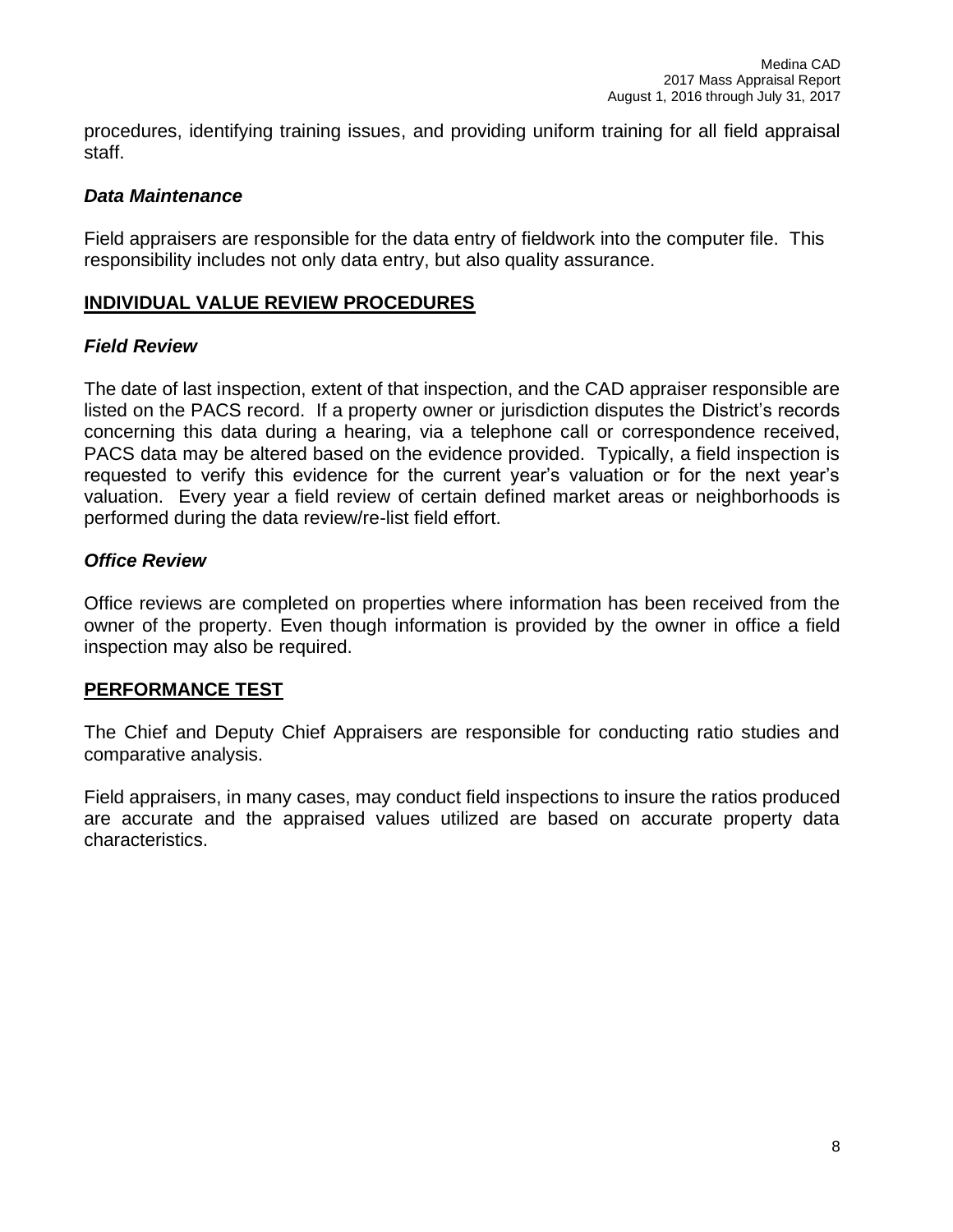procedures, identifying training issues, and providing uniform training for all field appraisal staff.

### *Data Maintenance*

Field appraisers are responsible for the data entry of fieldwork into the computer file. This responsibility includes not only data entry, but also quality assurance.

## INDIVIDUAL VALUE REVIEW PROCEDURES

### *Field Review*

The date of last inspection, extent of that inspection, and the CAD appraiser responsible are listed on the PACS record. If a property owner or jurisdiction disputes the District's records concerning this data during a hearing, via a telephone call or correspondence received, PACS data may be altered based on the evidence provided. Typically, a field inspection is requested to verify this evidence for the current year's valuation or for the next year's valuation. Every year a field review of certain defined market areas or neighborhoods is performed during the data review/re-list field effort.

### *Office Review*

Office reviews are completed on properties where information has been received from the owner of the property. Even though information is provided by the owner in office a field inspection may also be required.

## PERFORMANCE TEST

The Chief and Deputy Chief Appraisers are responsible for conducting ratio studies and comparative analysis.

Field appraisers, in many cases, may conduct field inspections to insure the ratios produced are accurate and the appraised values utilized are based on accurate property data characteristics.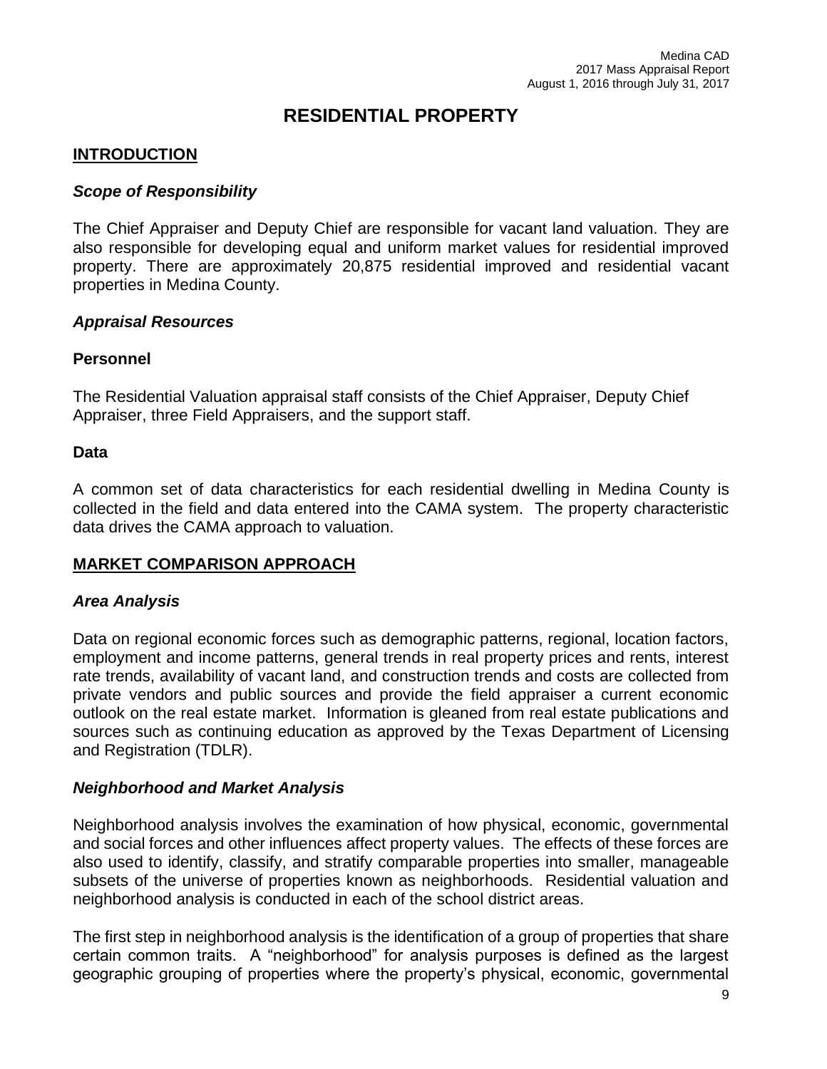# RESIDENTIAL PROPERTY

## INTRODUCTION

### *Scope of Responsibility*

The Chief Appraiser and Deputy Chief are responsible for vacant land valuation. They are also responsible for developing equal and uniform market values for residential improved property. There are approximately 20,875 residential improved and residential vacant properties in Medina County.

### *Appraisal Resources*

#### Personnel

The Residential Valuation appraisal staff consists of the Chief Appraiser, Deputy Chief Appraiser, three Field Appraisers, and the support staff.

#### Data

A common set of data characteristics for each residential dwelling in Medina County is collected in the field and data entered into the CAMA system. The property characteristic data drives the CAMA approach to valuation.

## MARKET COMPARISON APPROACH

### *Area Analysis*

Data on regional economic forces such as demographic patterns, regional, location factors, employment and income patterns, general trends in real property prices and rents, interest rate trends, availability of vacant land, and construction trends and costs are collected from private vendors and public sources and provide the field appraiser a current economic outlook on the real estate market. Information is gleaned from real estate publications and sources such as continuing education as approved by the Texas Department of Licensing and Registration (TDLR).

### *Neighborhood and Market Analysis*

Neighborhood analysis involves the examination of how physical, economic, governmental and social forces and other influences affect property values. The effects of these forces are also used to identify, classify, and stratify comparable properties into smaller, manageable subsets of the universe of properties known as neighborhoods. Residential valuation and neighborhood analysis is conducted in each of the school district areas.

The first step in neighborhood analysis is the identification of a group of properties that share certain common traits. A "neighborhood" for analysis purposes is defined as the largest geographic grouping of properties where the property's physical, economic, governmental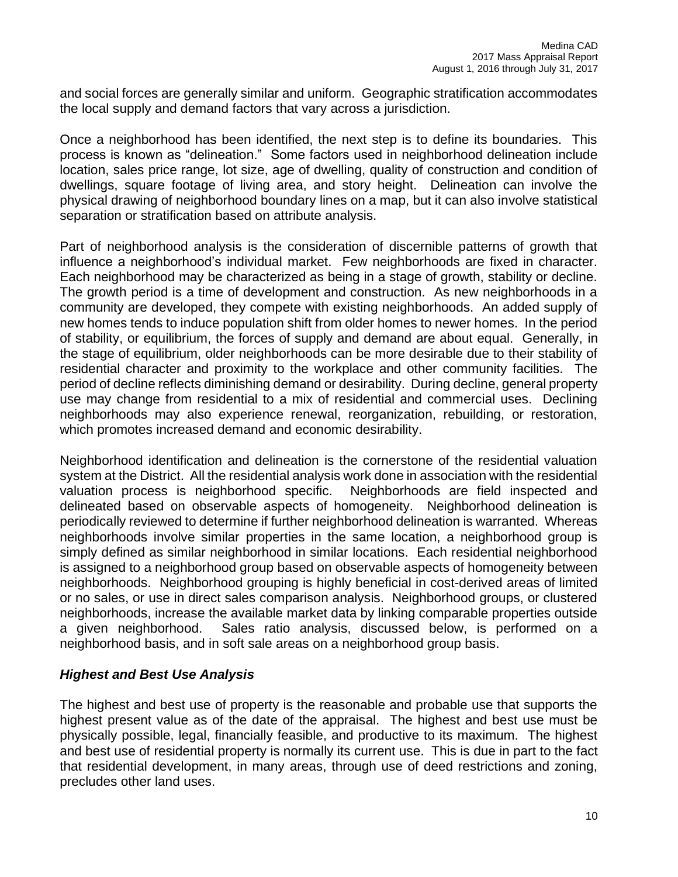and social forces are generally similar and uniform. Geographic stratification accommodates the local supply and demand factors that vary across a jurisdiction.

Once a neighborhood has been identified, the next step is to define its boundaries. This process is known as "delineation." Some factors used in neighborhood delineation include location, sales price range, lot size, age of dwelling, quality of construction and condition of dwellings, square footage of living area, and story height. Delineation can involve the physical drawing of neighborhood boundary lines on a map, but it can also involve statistical separation or stratification based on attribute analysis.

Part of neighborhood analysis is the consideration of discernible patterns of growth that influence a neighborhood's individual market. Few neighborhoods are fixed in character. Each neighborhood may be characterized as being in a stage of growth, stability or decline. The growth period is a time of development and construction. As new neighborhoods in a community are developed, they compete with existing neighborhoods. An added supply of new homes tends to induce population shift from older homes to newer homes. In the period of stability, or equilibrium, the forces of supply and demand are about equal. Generally, in the stage of equilibrium, older neighborhoods can be more desirable due to their stability of residential character and proximity to the workplace and other community facilities. The period of decline reflects diminishing demand or desirability. During decline, general property use may change from residential to a mix of residential and commercial uses. Declining neighborhoods may also experience renewal, reorganization, rebuilding, or restoration, which promotes increased demand and economic desirability.

Neighborhood identification and delineation is the cornerstone of the residential valuation system at the District. All the residential analysis work done in association with the residential valuation process is neighborhood specific. Neighborhoods are field inspected and delineated based on observable aspects of homogeneity. Neighborhood delineation is periodically reviewed to determine if further neighborhood delineation is warranted. Whereas neighborhoods involve similar properties in the same location, a neighborhood group is simply defined as similar neighborhood in similar locations. Each residential neighborhood is assigned to a neighborhood group based on observable aspects of homogeneity between neighborhoods. Neighborhood grouping is highly beneficial in cost-derived areas of limited or no sales, or use in direct sales comparison analysis. Neighborhood groups, or clustered neighborhoods, increase the available market data by linking comparable properties outside a given neighborhood. Sales ratio analysis, discussed below, is performed on a neighborhood basis, and in soft sale areas on a neighborhood group basis.

### *Highest and Best Use Analysis*

The highest and best use of property is the reasonable and probable use that supports the highest present value as of the date of the appraisal. The highest and best use must be physically possible, legal, financially feasible, and productive to its maximum. The highest and best use of residential property is normally its current use. This is due in part to the fact that residential development, in many areas, through use of deed restrictions and zoning, precludes other land uses.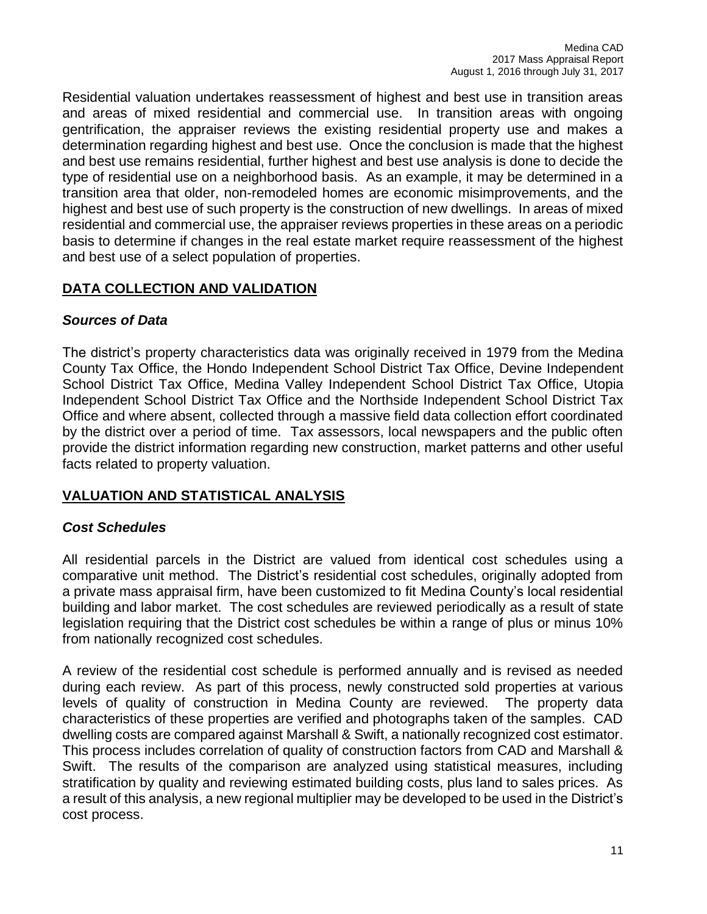Residential valuation undertakes reassessment of highest and best use in transition areas and areas of mixed residential and commercial use. In transition areas with ongoing gentrification, the appraiser reviews the existing residential property use and makes a determination regarding highest and best use. Once the conclusion is made that the highest and best use remains residential, further highest and best use analysis is done to decide the type of residential use on a neighborhood basis. As an example, it may be determined in a transition area that older, non-remodeled homes are economic misimprovements, and the highest and best use of such property is the construction of new dwellings. In areas of mixed residential and commercial use, the appraiser reviews properties in these areas on a periodic basis to determine if changes in the real estate market require reassessment of the highest and best use of a select population of properties.

## DATA COLLECTION AND VALIDATION

### *Sources of Data*

The district's property characteristics data was originally received in 1979 from the Medina County Tax Office, the Hondo Independent School District Tax Office, Devine Independent School District Tax Office, Medina Valley Independent School District Tax Office, Utopia Independent School District Tax Office and the Northside Independent School District Tax Office and where absent, collected through a massive field data collection effort coordinated by the district over a period of time. Tax assessors, local newspapers and the public often provide the district information regarding new construction, market patterns and other useful facts related to property valuation.

## VALUATION AND STATISTICAL ANALYSIS

### *Cost Schedules*

All residential parcels in the District are valued from identical cost schedules using a comparative unit method. The District's residential cost schedules, originally adopted from a private mass appraisal firm, have been customized to fit Medina County's local residential building and labor market. The cost schedules are reviewed periodically as a result of state legislation requiring that the District cost schedules be within a range of plus or minus 10% from nationally recognized cost schedules.

A review of the residential cost schedule is performed annually and is revised as needed during each review. As part of this process, newly constructed sold properties at various levels of quality of construction in Medina County are reviewed. The property data characteristics of these properties are verified and photographs taken of the samples. CAD dwelling costs are compared against Marshall & Swift, a nationally recognized cost estimator. This process includes correlation of quality of construction factors from CAD and Marshall & Swift. The results of the comparison are analyzed using statistical measures, including stratification by quality and reviewing estimated building costs, plus land to sales prices. As a result of this analysis, a new regional multiplier may be developed to be used in the District's cost process.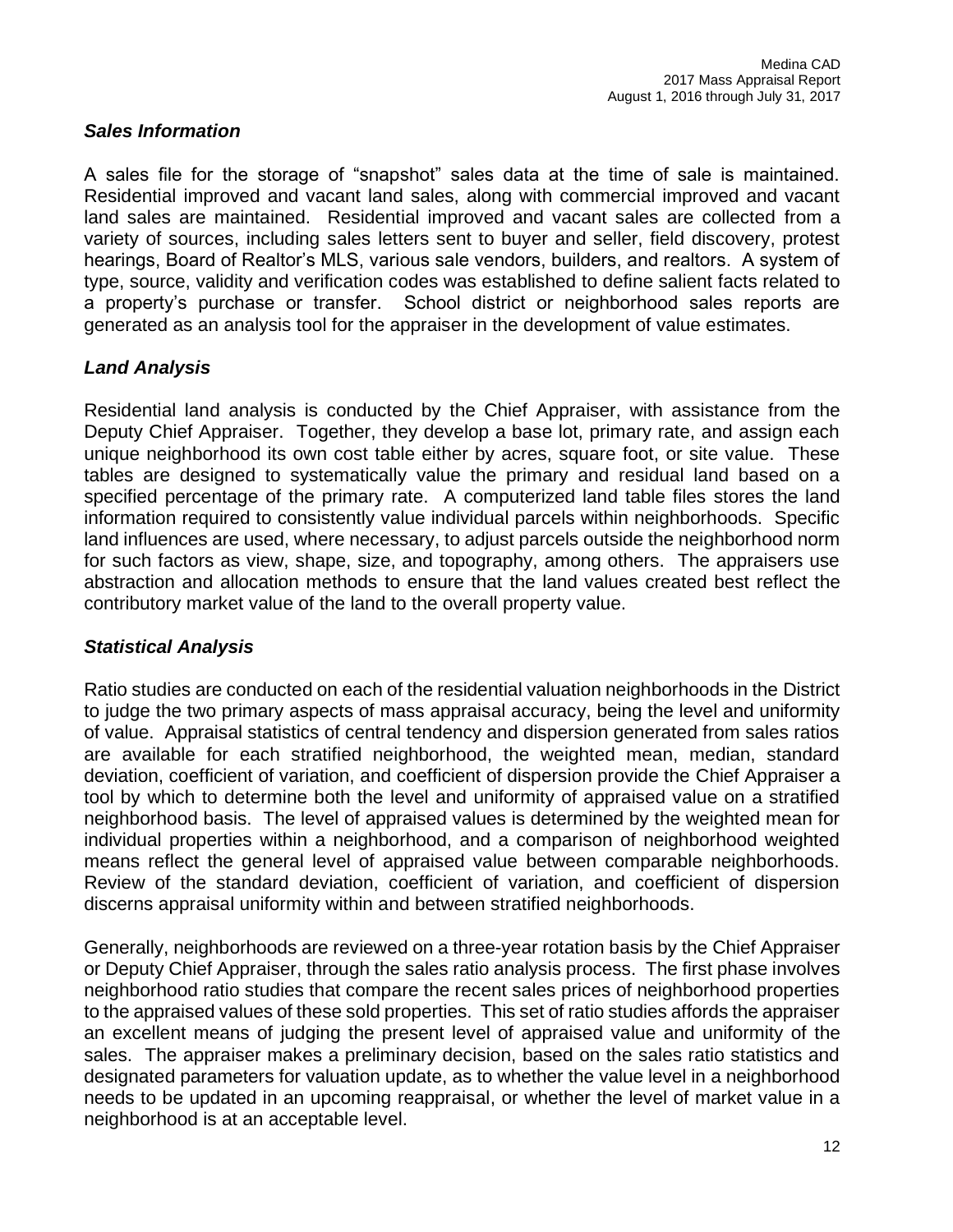### *Sales Information*

A sales file for the storage of "snapshot" sales data at the time of sale is maintained. Residential improved and vacant land sales, along with commercial improved and vacant land sales are maintained. Residential improved and vacant sales are collected from a variety of sources, including sales letters sent to buyer and seller, field discovery, protest hearings, Board of Realtor's MLS, various sale vendors, builders, and realtors. A system of type, source, validity and verification codes was established to define salient facts related to a property's purchase or transfer. School district or neighborhood sales reports are generated as an analysis tool for the appraiser in the development of value estimates.

### *Land Analysis*

Residential land analysis is conducted by the Chief Appraiser, with assistance from the Deputy Chief Appraiser. Together, they develop a base lot, primary rate, and assign each unique neighborhood its own cost table either by acres, square foot, or site value. These tables are designed to systematically value the primary and residual land based on a specified percentage of the primary rate. A computerized land table files stores the land information required to consistently value individual parcels within neighborhoods. Specific land influences are used, where necessary, to adjust parcels outside the neighborhood norm for such factors as view, shape, size, and topography, among others. The appraisers use abstraction and allocation methods to ensure that the land values created best reflect the contributory market value of the land to the overall property value.

### *Statistical Analysis*

Ratio studies are conducted on each of the residential valuation neighborhoods in the District to judge the two primary aspects of mass appraisal accuracy, being the level and uniformity of value. Appraisal statistics of central tendency and dispersion generated from sales ratios are available for each stratified neighborhood, the weighted mean, median, standard deviation, coefficient of variation, and coefficient of dispersion provide the Chief Appraiser a tool by which to determine both the level and uniformity of appraised value on a stratified neighborhood basis. The level of appraised values is determined by the weighted mean for individual properties within a neighborhood, and a comparison of neighborhood weighted means reflect the general level of appraised value between comparable neighborhoods. Review of the standard deviation, coefficient of variation, and coefficient of dispersion discerns appraisal uniformity within and between stratified neighborhoods.

Generally, neighborhoods are reviewed on a three-year rotation basis by the Chief Appraiser or Deputy Chief Appraiser, through the sales ratio analysis process. The first phase involves neighborhood ratio studies that compare the recent sales prices of neighborhood properties to the appraised values of these sold properties. This set of ratio studies affords the appraiser an excellent means of judging the present level of appraised value and uniformity of the sales. The appraiser makes a preliminary decision, based on the sales ratio statistics and designated parameters for valuation update, as to whether the value level in a neighborhood needs to be updated in an upcoming reappraisal, or whether the level of market value in a neighborhood is at an acceptable level.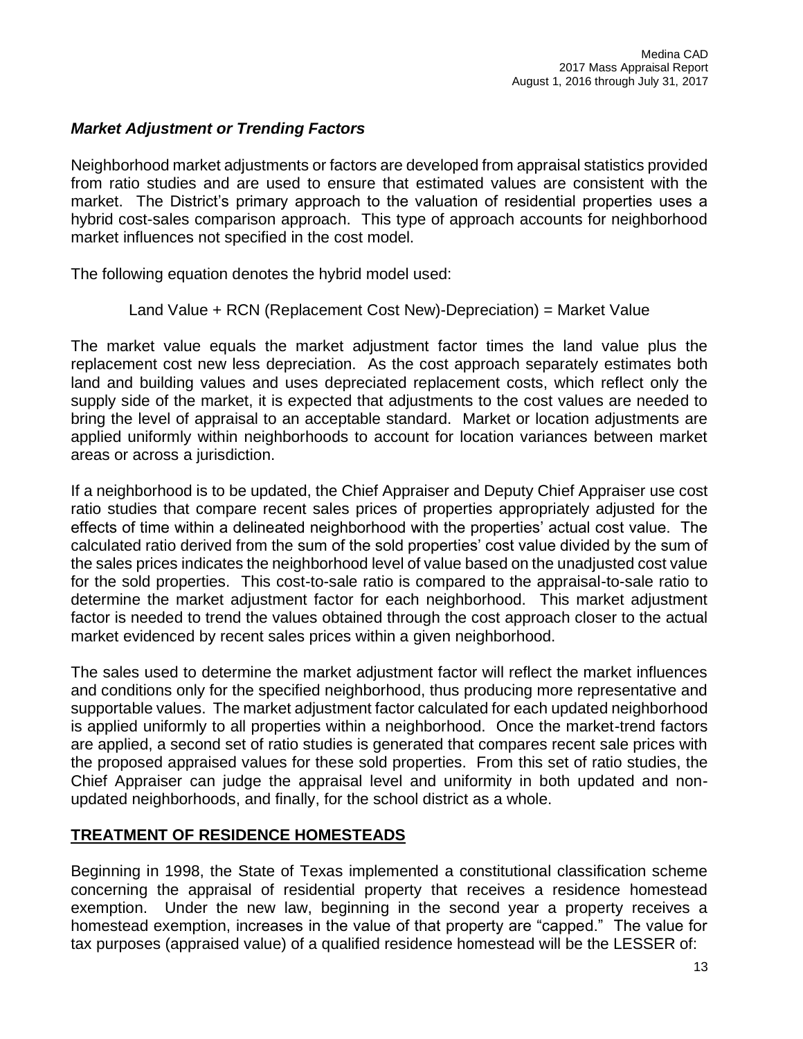### *Market Adjustment or Trending Factors*

Neighborhood market adjustments or factors are developed from appraisal statistics provided from ratio studies and are used to ensure that estimated values are consistent with the market. The District's primary approach to the valuation of residential properties uses a hybrid cost-sales comparison approach. This type of approach accounts for neighborhood market influences not specified in the cost model.

The following equation denotes the hybrid model used:

Land Value + RCN (Replacement Cost New)-Depreciation) = Market Value

The market value equals the market adjustment factor times the land value plus the replacement cost new less depreciation. As the cost approach separately estimates both land and building values and uses depreciated replacement costs, which reflect only the supply side of the market, it is expected that adjustments to the cost values are needed to bring the level of appraisal to an acceptable standard. Market or location adjustments are applied uniformly within neighborhoods to account for location variances between market areas or across a jurisdiction.

If a neighborhood is to be updated, the Chief Appraiser and Deputy Chief Appraiser use cost ratio studies that compare recent sales prices of properties appropriately adjusted for the effects of time within a delineated neighborhood with the properties' actual cost value. The calculated ratio derived from the sum of the sold properties' cost value divided by the sum of the sales prices indicates the neighborhood level of value based on the unadjusted cost value for the sold properties. This cost-to-sale ratio is compared to the appraisal-to-sale ratio to determine the market adjustment factor for each neighborhood. This market adjustment factor is needed to trend the values obtained through the cost approach closer to the actual market evidenced by recent sales prices within a given neighborhood.

The sales used to determine the market adjustment factor will reflect the market influences and conditions only for the specified neighborhood, thus producing more representative and supportable values. The market adjustment factor calculated for each updated neighborhood is applied uniformly to all properties within a neighborhood. Once the market-trend factors are applied, a second set of ratio studies is generated that compares recent sale prices with the proposed appraised values for these sold properties. From this set of ratio studies, the Chief Appraiser can judge the appraisal level and uniformity in both updated and non-updated neighborhoods, and finally, for the school district as a whole.

## **TREATMENT OF RESIDENCE HOMESTEADS**

Beginning in 1998, the State of Texas implemented a constitutional classification scheme concerning the appraisal of residential property that receives a residence homestead exemption. Under the new law, beginning in the second year a property receives a homestead exemption, increases in the value of that property are "capped." The value for tax purposes (appraised value) of a qualified residence homestead will be the LESSER of: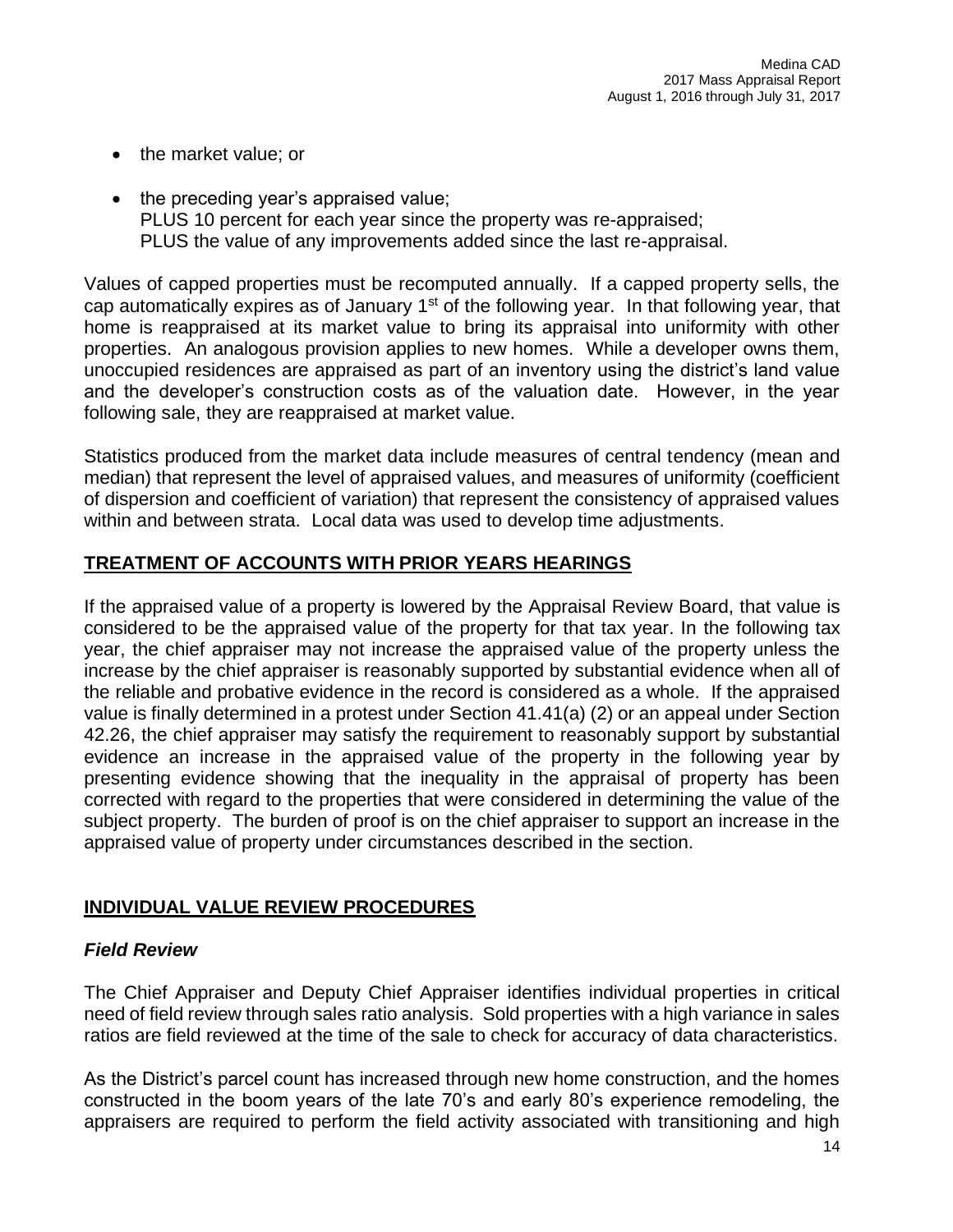- the market value; or
- the preceding year's appraised value;
  PLUS 10 percent for each year since the property was re-appraised;
  PLUS the value of any improvements added since the last re-appraisal.

Values of capped properties must be recomputed annually. If a capped property sells, the cap automatically expires as of January 1st of the following year. In that following year, that home is reappraised at its market value to bring its appraisal into uniformity with other properties. An analogous provision applies to new homes. While a developer owns them, unoccupied residences are appraised as part of an inventory using the district's land value and the developer's construction costs as of the valuation date. However, in the year following sale, they are reappraised at market value.

Statistics produced from the market data include measures of central tendency (mean and median) that represent the level of appraised values, and measures of uniformity (coefficient of dispersion and coefficient of variation) that represent the consistency of appraised values within and between strata. Local data was used to develop time adjustments.

## TREATMENT OF ACCOUNTS WITH PRIOR YEARS HEARINGS

If the appraised value of a property is lowered by the Appraisal Review Board, that value is considered to be the appraised value of the property for that tax year. In the following tax year, the chief appraiser may not increase the appraised value of the property unless the increase by the chief appraiser is reasonably supported by substantial evidence when all of the reliable and probative evidence in the record is considered as a whole. If the appraised value is finally determined in a protest under Section 41.41(a) (2) or an appeal under Section 42.26, the chief appraiser may satisfy the requirement to reasonably support by substantial evidence an increase in the appraised value of the property in the following year by presenting evidence showing that the inequality in the appraisal of property has been corrected with regard to the properties that were considered in determining the value of the subject property. The burden of proof is on the chief appraiser to support an increase in the appraised value of property under circumstances described in the section.

## INDIVIDUAL VALUE REVIEW PROCEDURES

### *Field Review*

The Chief Appraiser and Deputy Chief Appraiser identifies individual properties in critical need of field review through sales ratio analysis. Sold properties with a high variance in sales ratios are field reviewed at the time of the sale to check for accuracy of data characteristics.

As the District's parcel count has increased through new home construction, and the homes constructed in the boom years of the late 70's and early 80's experience remodeling, the appraisers are required to perform the field activity associated with transitioning and high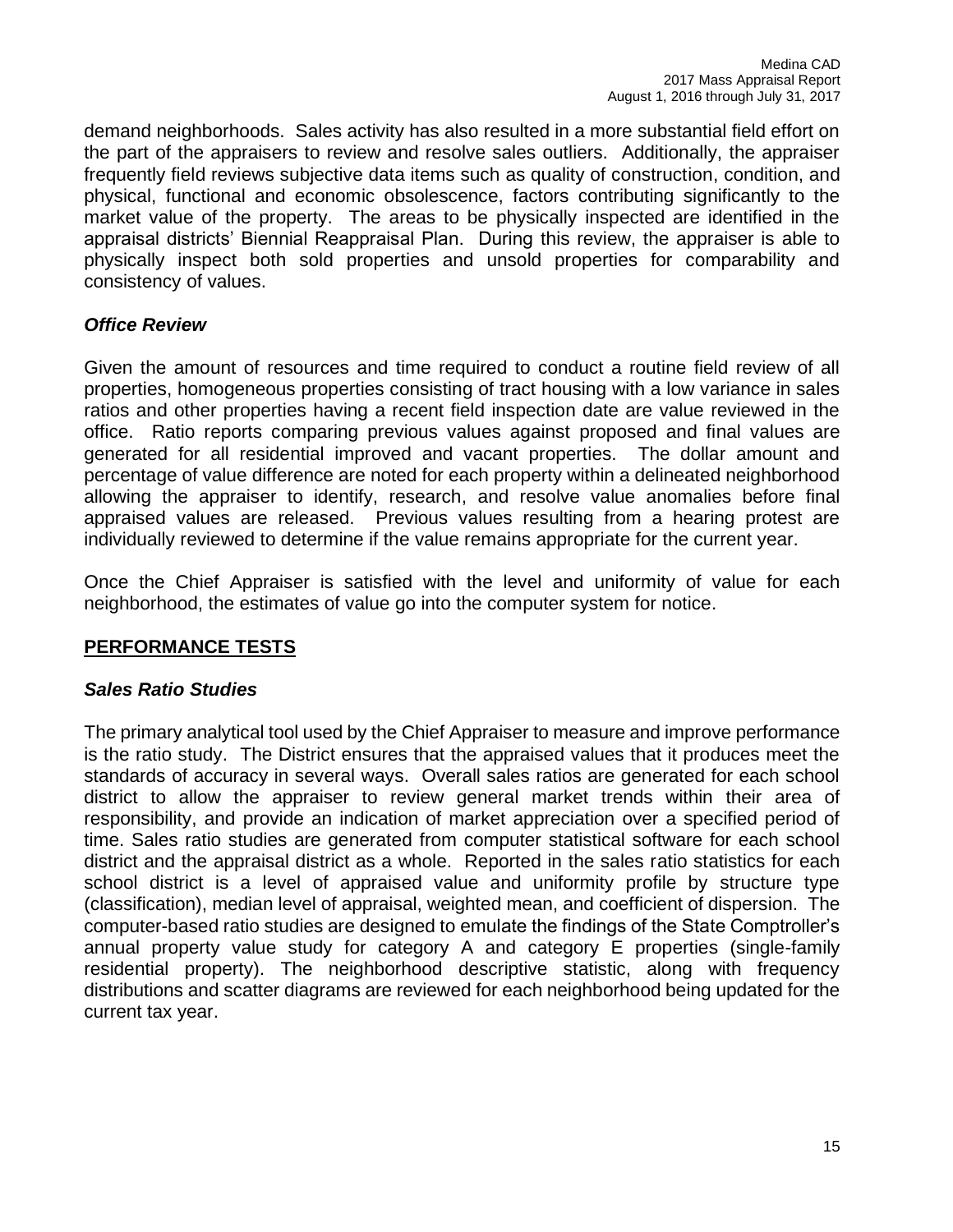demand neighborhoods. Sales activity has also resulted in a more substantial field effort on the part of the appraisers to review and resolve sales outliers. Additionally, the appraiser frequently field reviews subjective data items such as quality of construction, condition, and physical, functional and economic obsolescence, factors contributing significantly to the market value of the property. The areas to be physically inspected are identified in the appraisal districts' Biennial Reappraisal Plan. During this review, the appraiser is able to physically inspect both sold properties and unsold properties for comparability and consistency of values.

### *Office Review*

Given the amount of resources and time required to conduct a routine field review of all properties, homogeneous properties consisting of tract housing with a low variance in sales ratios and other properties having a recent field inspection date are value reviewed in the office. Ratio reports comparing previous values against proposed and final values are generated for all residential improved and vacant properties. The dollar amount and percentage of value difference are noted for each property within a delineated neighborhood allowing the appraiser to identify, research, and resolve value anomalies before final appraised values are released. Previous values resulting from a hearing protest are individually reviewed to determine if the value remains appropriate for the current year.

Once the Chief Appraiser is satisfied with the level and uniformity of value for each neighborhood, the estimates of value go into the computer system for notice.

## PERFORMANCE TESTS

### *Sales Ratio Studies*

The primary analytical tool used by the Chief Appraiser to measure and improve performance is the ratio study. The District ensures that the appraised values that it produces meet the standards of accuracy in several ways. Overall sales ratios are generated for each school district to allow the appraiser to review general market trends within their area of responsibility, and provide an indication of market appreciation over a specified period of time. Sales ratio studies are generated from computer statistical software for each school district and the appraisal district as a whole. Reported in the sales ratio statistics for each school district is a level of appraised value and uniformity profile by structure type (classification), median level of appraisal, weighted mean, and coefficient of dispersion. The computer-based ratio studies are designed to emulate the findings of the State Comptroller's annual property value study for category A and category E properties (single-family residential property). The neighborhood descriptive statistic, along with frequency distributions and scatter diagrams are reviewed for each neighborhood being updated for the current tax year.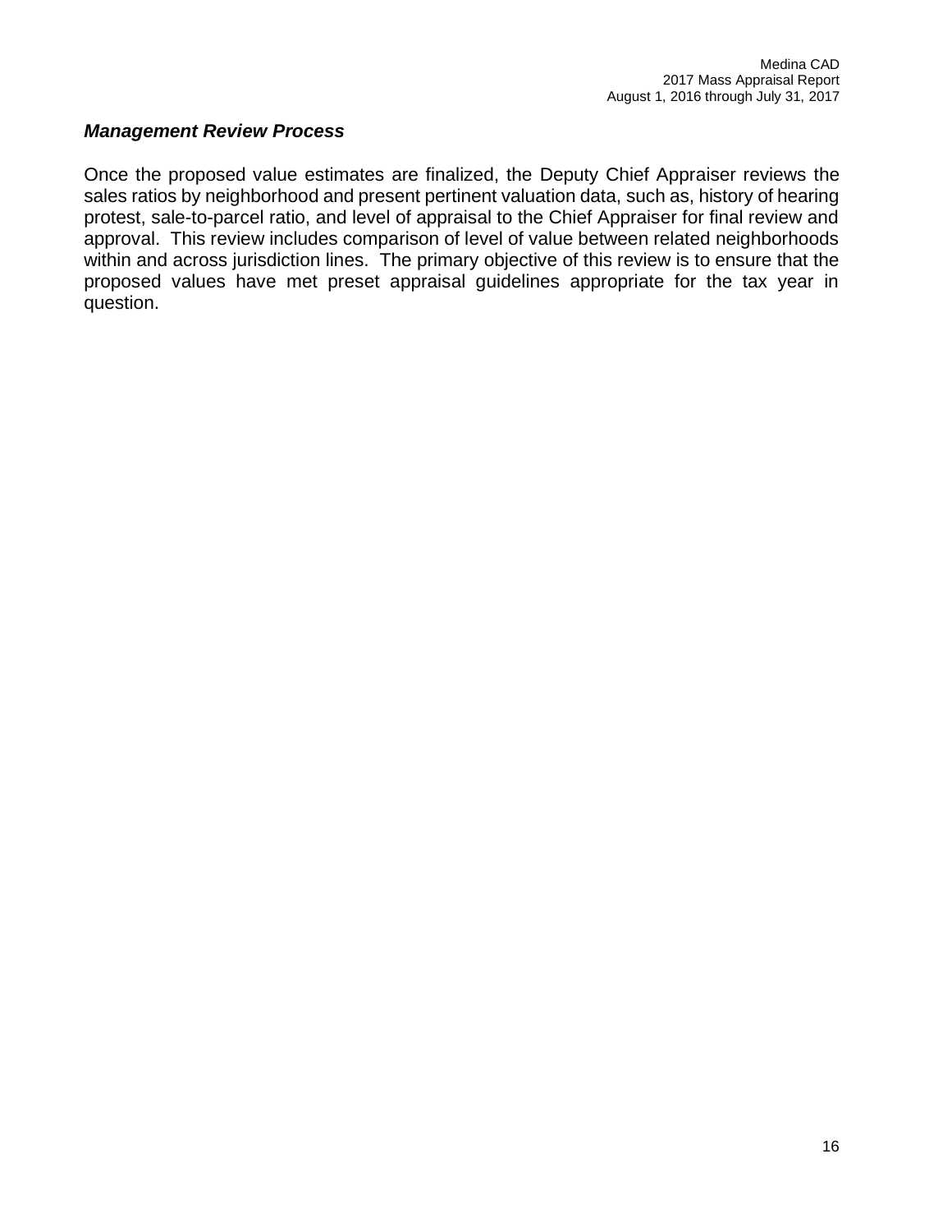***Management Review Process***

Once the proposed value estimates are finalized, the Deputy Chief Appraiser reviews the sales ratios by neighborhood and present pertinent valuation data, such as, history of hearing protest, sale-to-parcel ratio, and level of appraisal to the Chief Appraiser for final review and approval. This review includes comparison of level of value between related neighborhoods within and across jurisdiction lines. The primary objective of this review is to ensure that the proposed values have met preset appraisal guidelines appropriate for the tax year in question.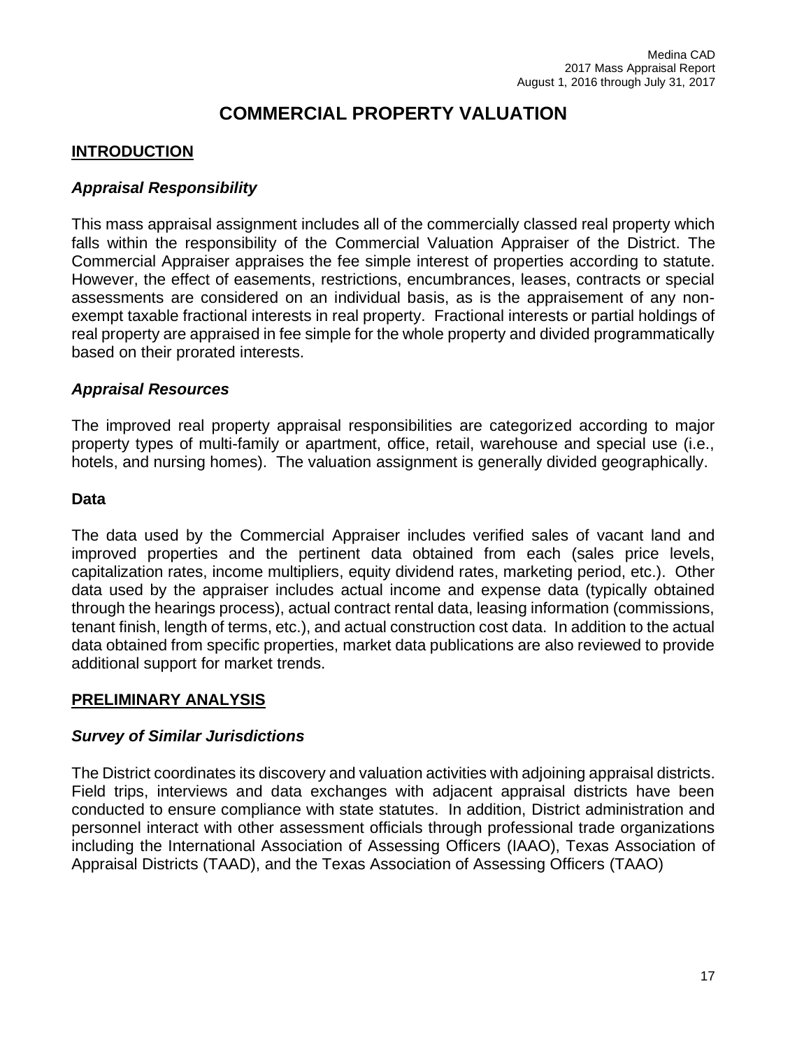# COMMERCIAL PROPERTY VALUATION

## INTRODUCTION

### *Appraisal Responsibility*

This mass appraisal assignment includes all of the commercially classed real property which falls within the responsibility of the Commercial Valuation Appraiser of the District. The Commercial Appraiser appraises the fee simple interest of properties according to statute. However, the effect of easements, restrictions, encumbrances, leases, contracts or special assessments are considered on an individual basis, as is the appraisement of any non-exempt taxable fractional interests in real property. Fractional interests or partial holdings of real property are appraised in fee simple for the whole property and divided programmatically based on their prorated interests.

### *Appraisal Resources*

The improved real property appraisal responsibilities are categorized according to major property types of multi-family or apartment, office, retail, warehouse and special use (i.e., hotels, and nursing homes). The valuation assignment is generally divided geographically.

### Data

The data used by the Commercial Appraiser includes verified sales of vacant land and improved properties and the pertinent data obtained from each (sales price levels, capitalization rates, income multipliers, equity dividend rates, marketing period, etc.). Other data used by the appraiser includes actual income and expense data (typically obtained through the hearings process), actual contract rental data, leasing information (commissions, tenant finish, length of terms, etc.), and actual construction cost data. In addition to the actual data obtained from specific properties, market data publications are also reviewed to provide additional support for market trends.

## PRELIMINARY ANALYSIS

### *Survey of Similar Jurisdictions*

The District coordinates its discovery and valuation activities with adjoining appraisal districts. Field trips, interviews and data exchanges with adjacent appraisal districts have been conducted to ensure compliance with state statutes. In addition, District administration and personnel interact with other assessment officials through professional trade organizations including the International Association of Assessing Officers (IAAO), Texas Association of Appraisal Districts (TAAD), and the Texas Association of Assessing Officers (TAAO)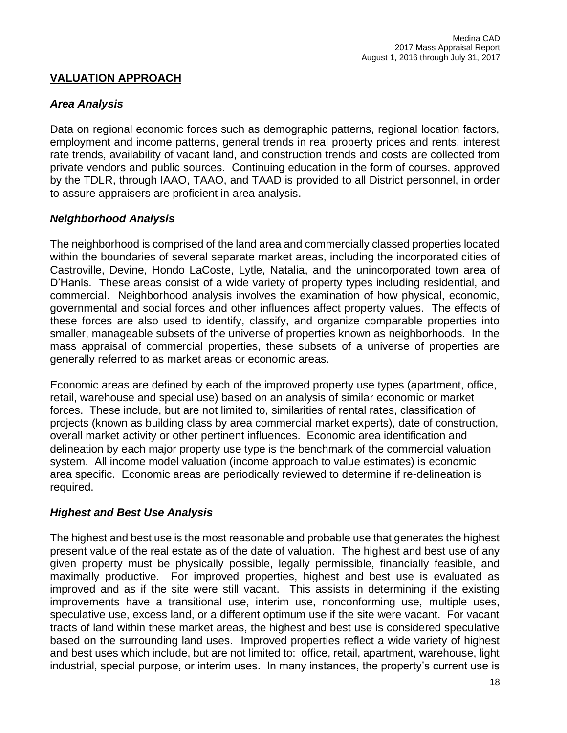## VALUATION APPROACH

### *Area Analysis*

Data on regional economic forces such as demographic patterns, regional location factors, employment and income patterns, general trends in real property prices and rents, interest rate trends, availability of vacant land, and construction trends and costs are collected from private vendors and public sources. Continuing education in the form of courses, approved by the TDLR, through IAAO, TAAO, and TAAD is provided to all District personnel, in order to assure appraisers are proficient in area analysis.

### *Neighborhood Analysis*

The neighborhood is comprised of the land area and commercially classed properties located within the boundaries of several separate market areas, including the incorporated cities of Castroville, Devine, Hondo LaCoste, Lytle, Natalia, and the unincorporated town area of D'Hanis. These areas consist of a wide variety of property types including residential, and commercial. Neighborhood analysis involves the examination of how physical, economic, governmental and social forces and other influences affect property values. The effects of these forces are also used to identify, classify, and organize comparable properties into smaller, manageable subsets of the universe of properties known as neighborhoods. In the mass appraisal of commercial properties, these subsets of a universe of properties are generally referred to as market areas or economic areas.

Economic areas are defined by each of the improved property use types (apartment, office, retail, warehouse and special use) based on an analysis of similar economic or market forces. These include, but are not limited to, similarities of rental rates, classification of projects (known as building class by area commercial market experts), date of construction, overall market activity or other pertinent influences. Economic area identification and delineation by each major property use type is the benchmark of the commercial valuation system. All income model valuation (income approach to value estimates) is economic area specific. Economic areas are periodically reviewed to determine if re-delineation is required.

### *Highest and Best Use Analysis*

The highest and best use is the most reasonable and probable use that generates the highest present value of the real estate as of the date of valuation. The highest and best use of any given property must be physically possible, legally permissible, financially feasible, and maximally productive. For improved properties, highest and best use is evaluated as improved and as if the site were still vacant. This assists in determining if the existing improvements have a transitional use, interim use, nonconforming use, multiple uses, speculative use, excess land, or a different optimum use if the site were vacant. For vacant tracts of land within these market areas, the highest and best use is considered speculative based on the surrounding land uses. Improved properties reflect a wide variety of highest and best uses which include, but are not limited to: office, retail, apartment, warehouse, light industrial, special purpose, or interim uses. In many instances, the property's current use is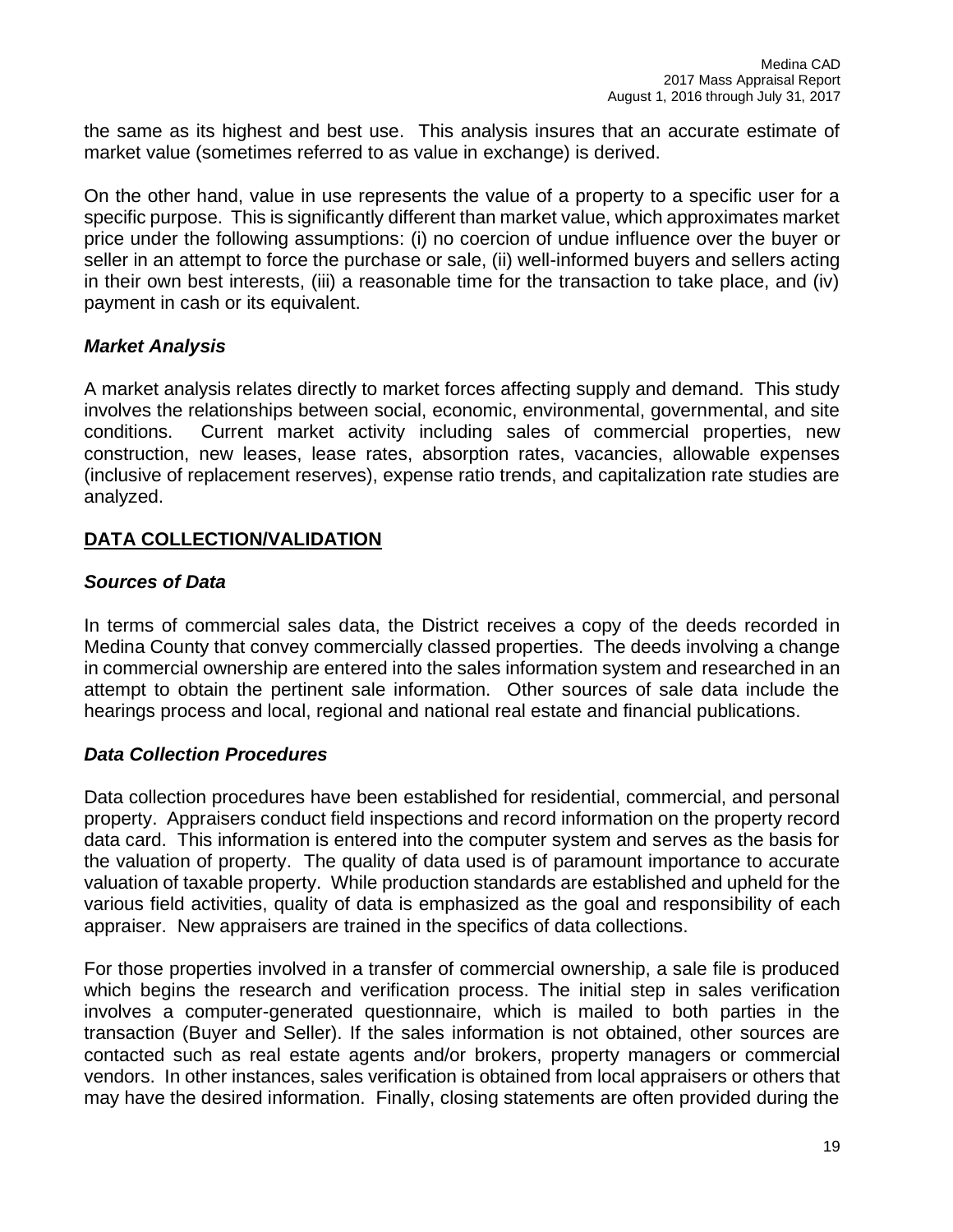the same as its highest and best use. This analysis insures that an accurate estimate of market value (sometimes referred to as value in exchange) is derived.

On the other hand, value in use represents the value of a property to a specific user for a specific purpose. This is significantly different than market value, which approximates market price under the following assumptions: (i) no coercion of undue influence over the buyer or seller in an attempt to force the purchase or sale, (ii) well-informed buyers and sellers acting in their own best interests, (iii) a reasonable time for the transaction to take place, and (iv) payment in cash or its equivalent.

### *Market Analysis*

A market analysis relates directly to market forces affecting supply and demand. This study involves the relationships between social, economic, environmental, governmental, and site conditions. Current market activity including sales of commercial properties, new construction, new leases, lease rates, absorption rates, vacancies, allowable expenses (inclusive of replacement reserves), expense ratio trends, and capitalization rate studies are analyzed.

## **DATA COLLECTION/VALIDATION**

### *Sources of Data*

In terms of commercial sales data, the District receives a copy of the deeds recorded in Medina County that convey commercially classed properties. The deeds involving a change in commercial ownership are entered into the sales information system and researched in an attempt to obtain the pertinent sale information. Other sources of sale data include the hearings process and local, regional and national real estate and financial publications.

### *Data Collection Procedures*

Data collection procedures have been established for residential, commercial, and personal property. Appraisers conduct field inspections and record information on the property record data card. This information is entered into the computer system and serves as the basis for the valuation of property. The quality of data used is of paramount importance to accurate valuation of taxable property. While production standards are established and upheld for the various field activities, quality of data is emphasized as the goal and responsibility of each appraiser. New appraisers are trained in the specifics of data collections.

For those properties involved in a transfer of commercial ownership, a sale file is produced which begins the research and verification process. The initial step in sales verification involves a computer-generated questionnaire, which is mailed to both parties in the transaction (Buyer and Seller). If the sales information is not obtained, other sources are contacted such as real estate agents and/or brokers, property managers or commercial vendors. In other instances, sales verification is obtained from local appraisers or others that may have the desired information. Finally, closing statements are often provided during the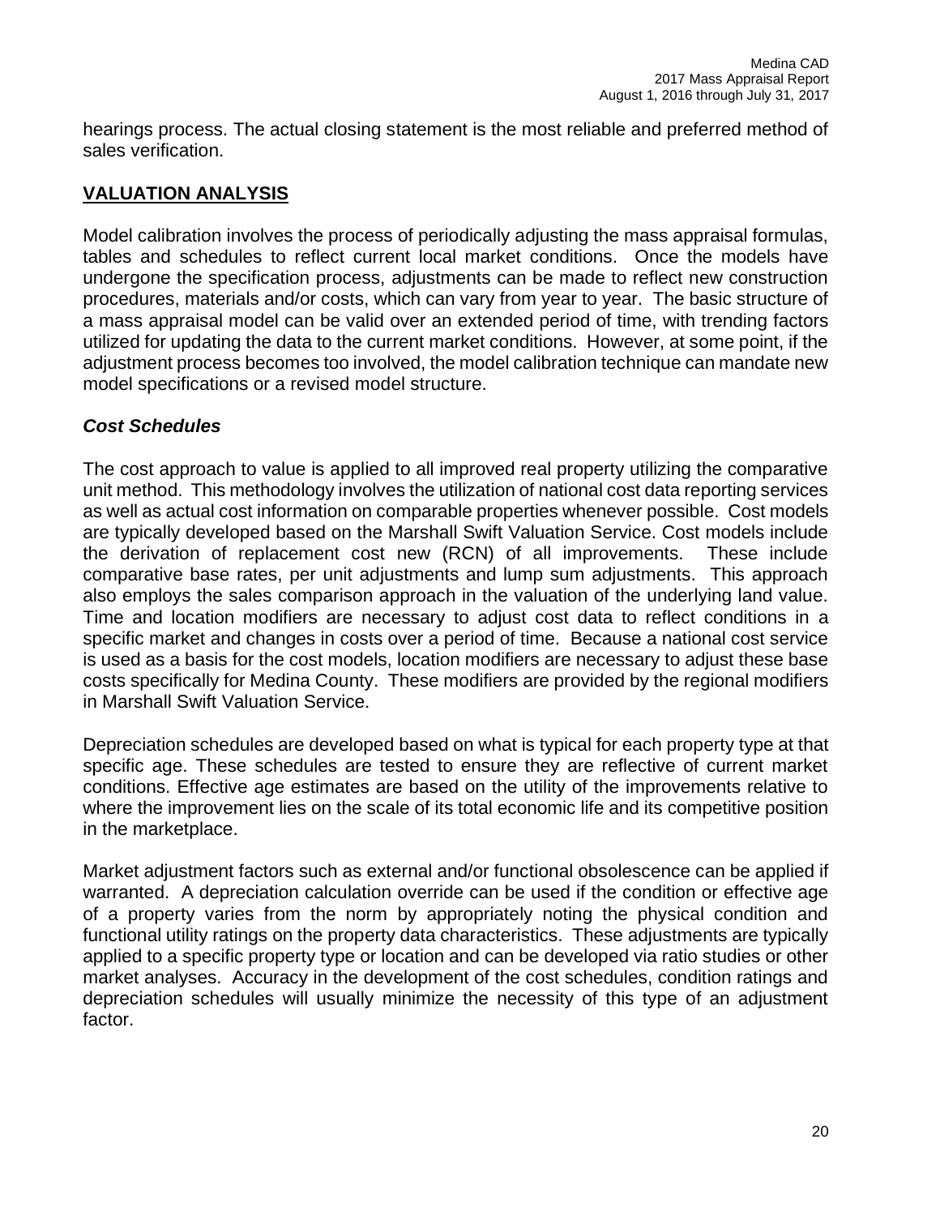hearings process. The actual closing statement is the most reliable and preferred method of sales verification.

## VALUATION ANALYSIS

Model calibration involves the process of periodically adjusting the mass appraisal formulas, tables and schedules to reflect current local market conditions. Once the models have undergone the specification process, adjustments can be made to reflect new construction procedures, materials and/or costs, which can vary from year to year. The basic structure of a mass appraisal model can be valid over an extended period of time, with trending factors utilized for updating the data to the current market conditions. However, at some point, if the adjustment process becomes too involved, the model calibration technique can mandate new model specifications or a revised model structure.

### *Cost Schedules*

The cost approach to value is applied to all improved real property utilizing the comparative unit method. This methodology involves the utilization of national cost data reporting services as well as actual cost information on comparable properties whenever possible. Cost models are typically developed based on the Marshall Swift Valuation Service. Cost models include the derivation of replacement cost new (RCN) of all improvements. These include comparative base rates, per unit adjustments and lump sum adjustments. This approach also employs the sales comparison approach in the valuation of the underlying land value. Time and location modifiers are necessary to adjust cost data to reflect conditions in a specific market and changes in costs over a period of time. Because a national cost service is used as a basis for the cost models, location modifiers are necessary to adjust these base costs specifically for Medina County. These modifiers are provided by the regional modifiers in Marshall Swift Valuation Service.

Depreciation schedules are developed based on what is typical for each property type at that specific age. These schedules are tested to ensure they are reflective of current market conditions. Effective age estimates are based on the utility of the improvements relative to where the improvement lies on the scale of its total economic life and its competitive position in the marketplace.

Market adjustment factors such as external and/or functional obsolescence can be applied if warranted. A depreciation calculation override can be used if the condition or effective age of a property varies from the norm by appropriately noting the physical condition and functional utility ratings on the property data characteristics. These adjustments are typically applied to a specific property type or location and can be developed via ratio studies or other market analyses. Accuracy in the development of the cost schedules, condition ratings and depreciation schedules will usually minimize the necessity of this type of an adjustment factor.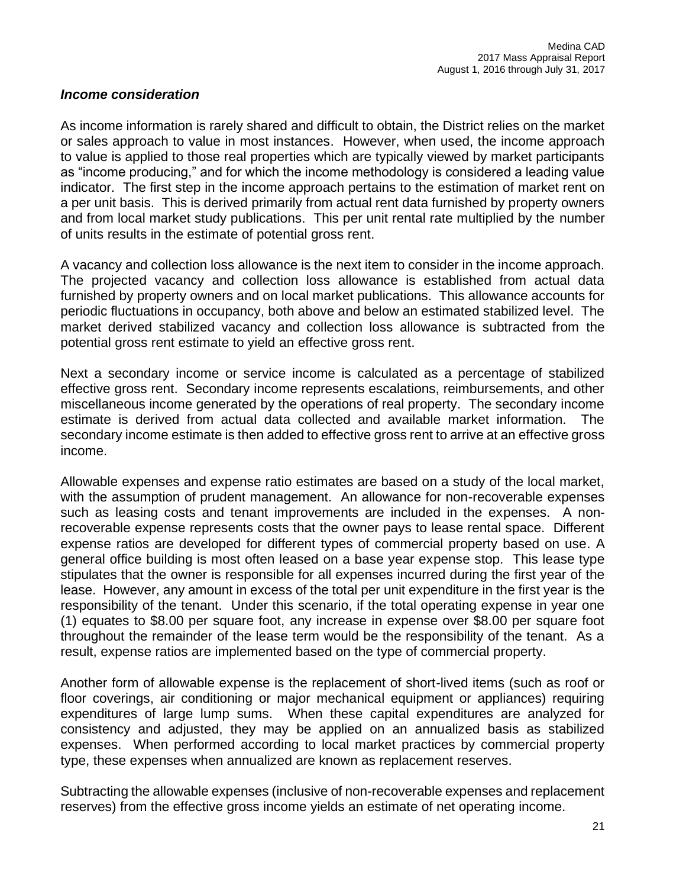### *Income consideration*

As income information is rarely shared and difficult to obtain, the District relies on the market or sales approach to value in most instances. However, when used, the income approach to value is applied to those real properties which are typically viewed by market participants as "income producing," and for which the income methodology is considered a leading value indicator. The first step in the income approach pertains to the estimation of market rent on a per unit basis. This is derived primarily from actual rent data furnished by property owners and from local market study publications. This per unit rental rate multiplied by the number of units results in the estimate of potential gross rent.

A vacancy and collection loss allowance is the next item to consider in the income approach. The projected vacancy and collection loss allowance is established from actual data furnished by property owners and on local market publications. This allowance accounts for periodic fluctuations in occupancy, both above and below an estimated stabilized level. The market derived stabilized vacancy and collection loss allowance is subtracted from the potential gross rent estimate to yield an effective gross rent.

Next a secondary income or service income is calculated as a percentage of stabilized effective gross rent. Secondary income represents escalations, reimbursements, and other miscellaneous income generated by the operations of real property. The secondary income estimate is derived from actual data collected and available market information. The secondary income estimate is then added to effective gross rent to arrive at an effective gross income.

Allowable expenses and expense ratio estimates are based on a study of the local market, with the assumption of prudent management. An allowance for non-recoverable expenses such as leasing costs and tenant improvements are included in the expenses. A non-recoverable expense represents costs that the owner pays to lease rental space. Different expense ratios are developed for different types of commercial property based on use. A general office building is most often leased on a base year expense stop. This lease type stipulates that the owner is responsible for all expenses incurred during the first year of the lease. However, any amount in excess of the total per unit expenditure in the first year is the responsibility of the tenant. Under this scenario, if the total operating expense in year one (1) equates to $8.00 per square foot, any increase in expense over $8.00 per square foot throughout the remainder of the lease term would be the responsibility of the tenant. As a result, expense ratios are implemented based on the type of commercial property.

Another form of allowable expense is the replacement of short-lived items (such as roof or floor coverings, air conditioning or major mechanical equipment or appliances) requiring expenditures of large lump sums. When these capital expenditures are analyzed for consistency and adjusted, they may be applied on an annualized basis as stabilized expenses. When performed according to local market practices by commercial property type, these expenses when annualized are known as replacement reserves.

Subtracting the allowable expenses (inclusive of non-recoverable expenses and replacement reserves) from the effective gross income yields an estimate of net operating income.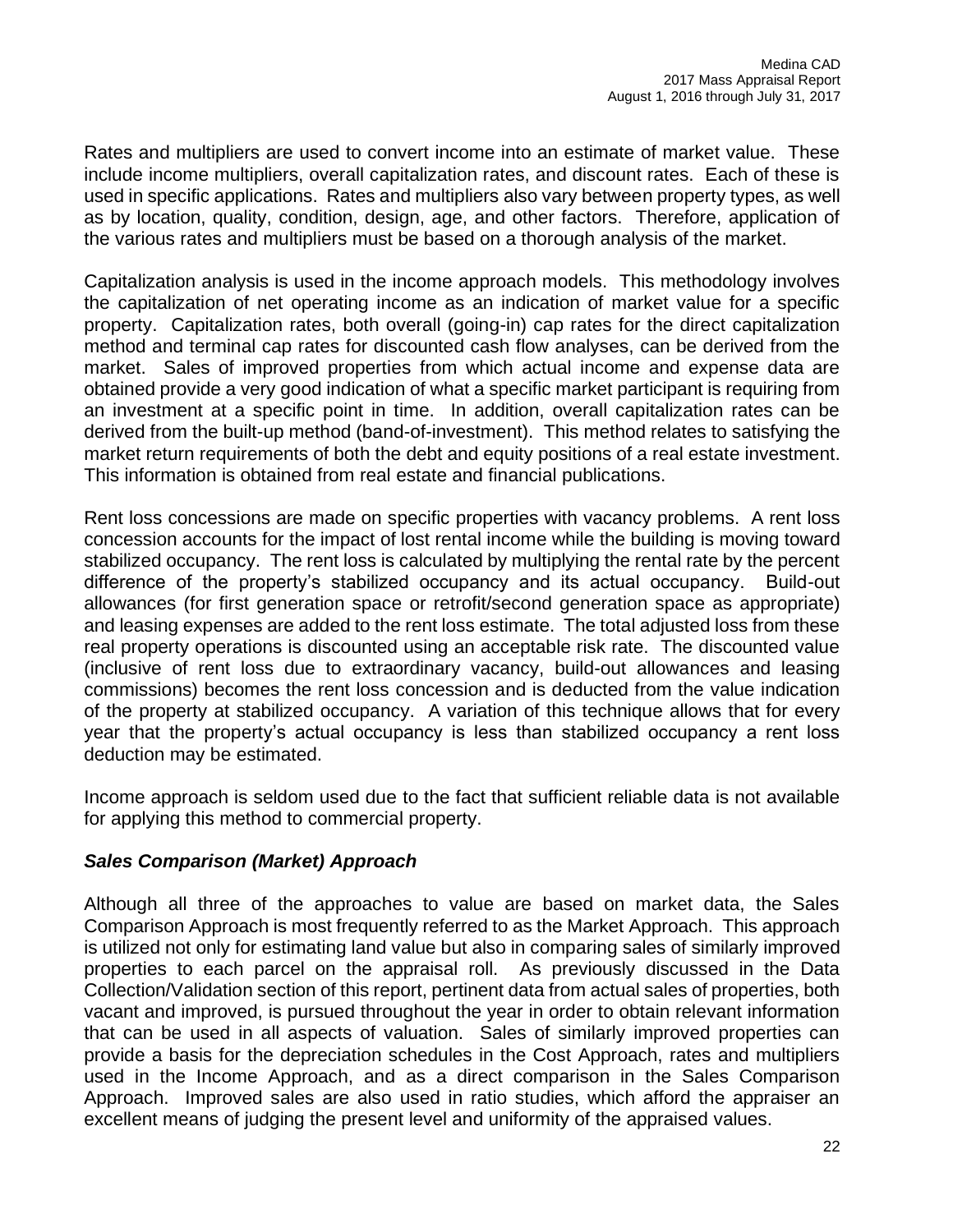Rates and multipliers are used to convert income into an estimate of market value. These include income multipliers, overall capitalization rates, and discount rates. Each of these is used in specific applications. Rates and multipliers also vary between property types, as well as by location, quality, condition, design, age, and other factors. Therefore, application of the various rates and multipliers must be based on a thorough analysis of the market.

Capitalization analysis is used in the income approach models. This methodology involves the capitalization of net operating income as an indication of market value for a specific property. Capitalization rates, both overall (going-in) cap rates for the direct capitalization method and terminal cap rates for discounted cash flow analyses, can be derived from the market. Sales of improved properties from which actual income and expense data are obtained provide a very good indication of what a specific market participant is requiring from an investment at a specific point in time. In addition, overall capitalization rates can be derived from the built-up method (band-of-investment). This method relates to satisfying the market return requirements of both the debt and equity positions of a real estate investment. This information is obtained from real estate and financial publications.

Rent loss concessions are made on specific properties with vacancy problems. A rent loss concession accounts for the impact of lost rental income while the building is moving toward stabilized occupancy. The rent loss is calculated by multiplying the rental rate by the percent difference of the property's stabilized occupancy and its actual occupancy. Build-out allowances (for first generation space or retrofit/second generation space as appropriate) and leasing expenses are added to the rent loss estimate. The total adjusted loss from these real property operations is discounted using an acceptable risk rate. The discounted value (inclusive of rent loss due to extraordinary vacancy, build-out allowances and leasing commissions) becomes the rent loss concession and is deducted from the value indication of the property at stabilized occupancy. A variation of this technique allows that for every year that the property's actual occupancy is less than stabilized occupancy a rent loss deduction may be estimated.

Income approach is seldom used due to the fact that sufficient reliable data is not available for applying this method to commercial property.

### ***Sales Comparison (Market) Approach***

Although all three of the approaches to value are based on market data, the Sales Comparison Approach is most frequently referred to as the Market Approach. This approach is utilized not only for estimating land value but also in comparing sales of similarly improved properties to each parcel on the appraisal roll. As previously discussed in the Data Collection/Validation section of this report, pertinent data from actual sales of properties, both vacant and improved, is pursued throughout the year in order to obtain relevant information that can be used in all aspects of valuation. Sales of similarly improved properties can provide a basis for the depreciation schedules in the Cost Approach, rates and multipliers used in the Income Approach, and as a direct comparison in the Sales Comparison Approach. Improved sales are also used in ratio studies, which afford the appraiser an excellent means of judging the present level and uniformity of the appraised values.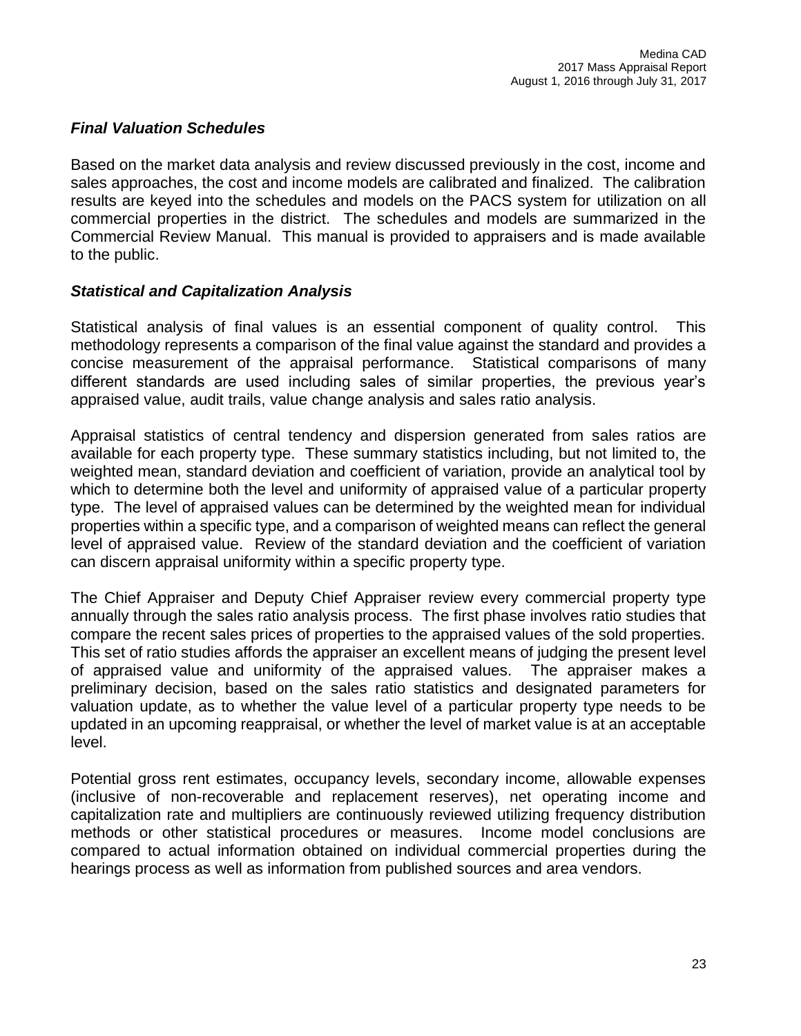### *Final Valuation Schedules*

Based on the market data analysis and review discussed previously in the cost, income and sales approaches, the cost and income models are calibrated and finalized. The calibration results are keyed into the schedules and models on the PACS system for utilization on all commercial properties in the district. The schedules and models are summarized in the Commercial Review Manual. This manual is provided to appraisers and is made available to the public.

### *Statistical and Capitalization Analysis*

Statistical analysis of final values is an essential component of quality control. This methodology represents a comparison of the final value against the standard and provides a concise measurement of the appraisal performance. Statistical comparisons of many different standards are used including sales of similar properties, the previous year's appraised value, audit trails, value change analysis and sales ratio analysis.

Appraisal statistics of central tendency and dispersion generated from sales ratios are available for each property type. These summary statistics including, but not limited to, the weighted mean, standard deviation and coefficient of variation, provide an analytical tool by which to determine both the level and uniformity of appraised value of a particular property type. The level of appraised values can be determined by the weighted mean for individual properties within a specific type, and a comparison of weighted means can reflect the general level of appraised value. Review of the standard deviation and the coefficient of variation can discern appraisal uniformity within a specific property type.

The Chief Appraiser and Deputy Chief Appraiser review every commercial property type annually through the sales ratio analysis process. The first phase involves ratio studies that compare the recent sales prices of properties to the appraised values of the sold properties. This set of ratio studies affords the appraiser an excellent means of judging the present level of appraised value and uniformity of the appraised values. The appraiser makes a preliminary decision, based on the sales ratio statistics and designated parameters for valuation update, as to whether the value level of a particular property type needs to be updated in an upcoming reappraisal, or whether the level of market value is at an acceptable level.

Potential gross rent estimates, occupancy levels, secondary income, allowable expenses (inclusive of non-recoverable and replacement reserves), net operating income and capitalization rate and multipliers are continuously reviewed utilizing frequency distribution methods or other statistical procedures or measures. Income model conclusions are compared to actual information obtained on individual commercial properties during the hearings process as well as information from published sources and area vendors.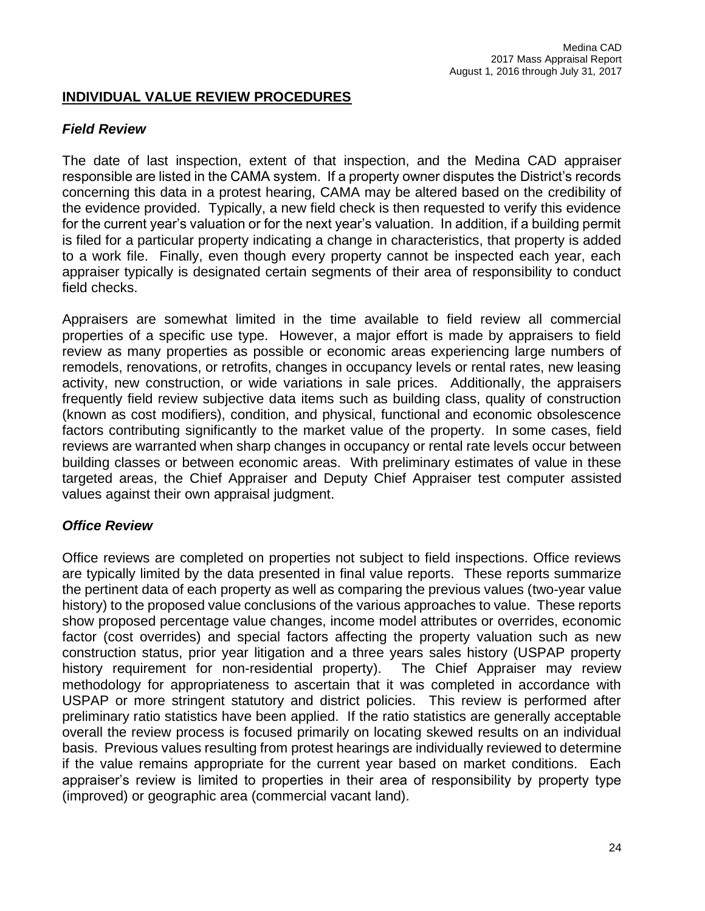## INDIVIDUAL VALUE REVIEW PROCEDURES

### *Field Review*

The date of last inspection, extent of that inspection, and the Medina CAD appraiser responsible are listed in the CAMA system. If a property owner disputes the District's records concerning this data in a protest hearing, CAMA may be altered based on the credibility of the evidence provided. Typically, a new field check is then requested to verify this evidence for the current year's valuation or for the next year's valuation. In addition, if a building permit is filed for a particular property indicating a change in characteristics, that property is added to a work file. Finally, even though every property cannot be inspected each year, each appraiser typically is designated certain segments of their area of responsibility to conduct field checks.

Appraisers are somewhat limited in the time available to field review all commercial properties of a specific use type. However, a major effort is made by appraisers to field review as many properties as possible or economic areas experiencing large numbers of remodels, renovations, or retrofits, changes in occupancy levels or rental rates, new leasing activity, new construction, or wide variations in sale prices. Additionally, the appraisers frequently field review subjective data items such as building class, quality of construction (known as cost modifiers), condition, and physical, functional and economic obsolescence factors contributing significantly to the market value of the property. In some cases, field reviews are warranted when sharp changes in occupancy or rental rate levels occur between building classes or between economic areas. With preliminary estimates of value in these targeted areas, the Chief Appraiser and Deputy Chief Appraiser test computer assisted values against their own appraisal judgment.

### *Office Review*

Office reviews are completed on properties not subject to field inspections. Office reviews are typically limited by the data presented in final value reports. These reports summarize the pertinent data of each property as well as comparing the previous values (two-year value history) to the proposed value conclusions of the various approaches to value. These reports show proposed percentage value changes, income model attributes or overrides, economic factor (cost overrides) and special factors affecting the property valuation such as new construction status, prior year litigation and a three years sales history (USPAP property history requirement for non-residential property). The Chief Appraiser may review methodology for appropriateness to ascertain that it was completed in accordance with USPAP or more stringent statutory and district policies. This review is performed after preliminary ratio statistics have been applied. If the ratio statistics are generally acceptable overall the review process is focused primarily on locating skewed results on an individual basis. Previous values resulting from protest hearings are individually reviewed to determine if the value remains appropriate for the current year based on market conditions. Each appraiser's review is limited to properties in their area of responsibility by property type (improved) or geographic area (commercial vacant land).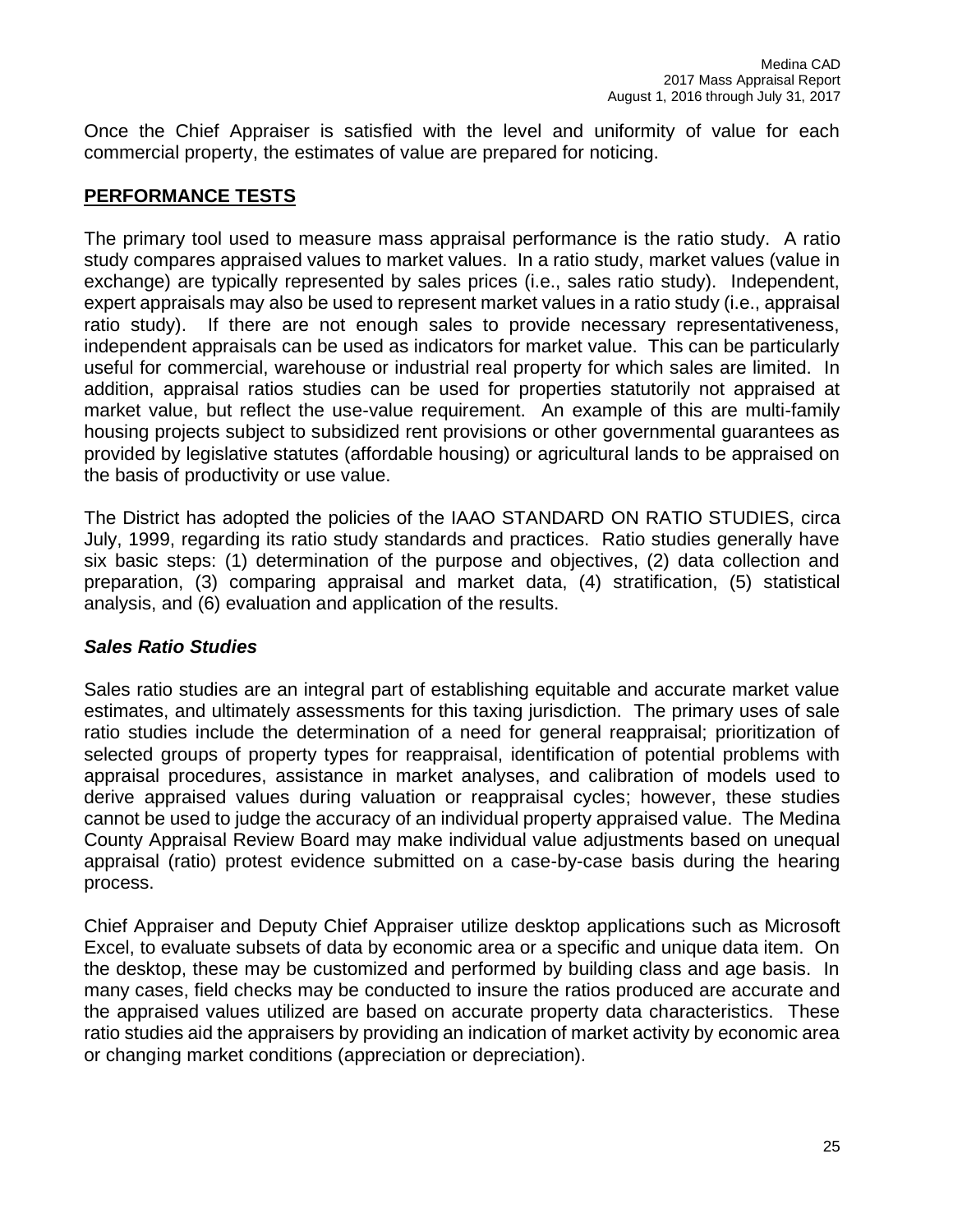Once the Chief Appraiser is satisfied with the level and uniformity of value for each commercial property, the estimates of value are prepared for noticing.

## PERFORMANCE TESTS

The primary tool used to measure mass appraisal performance is the ratio study. A ratio study compares appraised values to market values. In a ratio study, market values (value in exchange) are typically represented by sales prices (i.e., sales ratio study). Independent, expert appraisals may also be used to represent market values in a ratio study (i.e., appraisal ratio study). If there are not enough sales to provide necessary representativeness, independent appraisals can be used as indicators for market value. This can be particularly useful for commercial, warehouse or industrial real property for which sales are limited. In addition, appraisal ratios studies can be used for properties statutorily not appraised at market value, but reflect the use-value requirement. An example of this are multi-family housing projects subject to subsidized rent provisions or other governmental guarantees as provided by legislative statutes (affordable housing) or agricultural lands to be appraised on the basis of productivity or use value.

The District has adopted the policies of the IAAO STANDARD ON RATIO STUDIES, circa July, 1999, regarding its ratio study standards and practices. Ratio studies generally have six basic steps: (1) determination of the purpose and objectives, (2) data collection and preparation, (3) comparing appraisal and market data, (4) stratification, (5) statistical analysis, and (6) evaluation and application of the results.

### *Sales Ratio Studies*

Sales ratio studies are an integral part of establishing equitable and accurate market value estimates, and ultimately assessments for this taxing jurisdiction. The primary uses of sale ratio studies include the determination of a need for general reappraisal; prioritization of selected groups of property types for reappraisal, identification of potential problems with appraisal procedures, assistance in market analyses, and calibration of models used to derive appraised values during valuation or reappraisal cycles; however, these studies cannot be used to judge the accuracy of an individual property appraised value. The Medina County Appraisal Review Board may make individual value adjustments based on unequal appraisal (ratio) protest evidence submitted on a case-by-case basis during the hearing process.

Chief Appraiser and Deputy Chief Appraiser utilize desktop applications such as Microsoft Excel, to evaluate subsets of data by economic area or a specific and unique data item. On the desktop, these may be customized and performed by building class and age basis. In many cases, field checks may be conducted to insure the ratios produced are accurate and the appraised values utilized are based on accurate property data characteristics. These ratio studies aid the appraisers by providing an indication of market activity by economic area or changing market conditions (appreciation or depreciation).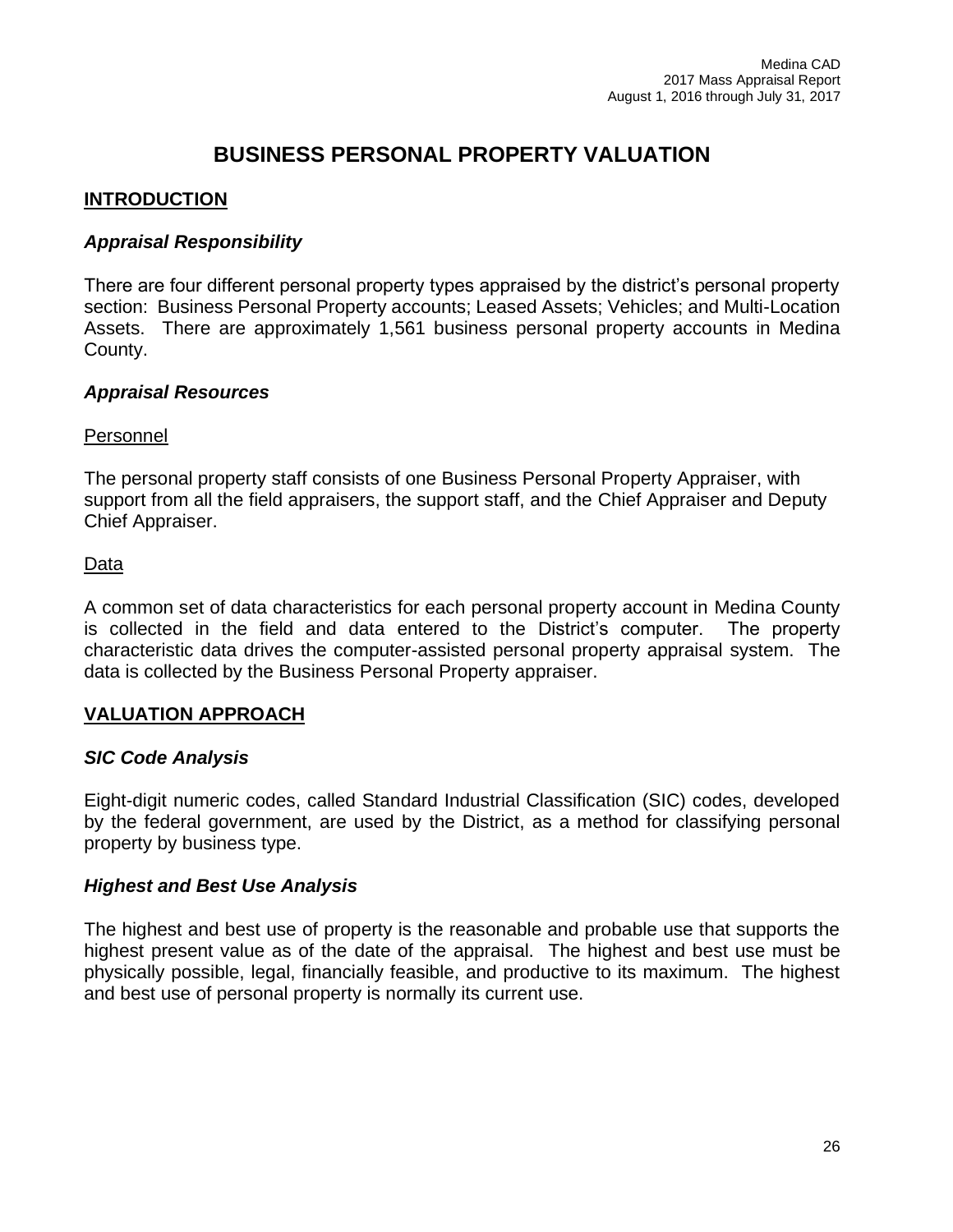# BUSINESS PERSONAL PROPERTY VALUATION

## INTRODUCTION

### *Appraisal Responsibility*

There are four different personal property types appraised by the district's personal property section: Business Personal Property accounts; Leased Assets; Vehicles; and Multi-Location Assets. There are approximately 1,561 business personal property accounts in Medina County.

### *Appraisal Resources*

Personnel

The personal property staff consists of one Business Personal Property Appraiser, with support from all the field appraisers, the support staff, and the Chief Appraiser and Deputy Chief Appraiser.

Data

A common set of data characteristics for each personal property account in Medina County is collected in the field and data entered to the District's computer. The property characteristic data drives the computer-assisted personal property appraisal system. The data is collected by the Business Personal Property appraiser.

## VALUATION APPROACH

### *SIC Code Analysis*

Eight-digit numeric codes, called Standard Industrial Classification (SIC) codes, developed by the federal government, are used by the District, as a method for classifying personal property by business type.

### *Highest and Best Use Analysis*

The highest and best use of property is the reasonable and probable use that supports the highest present value as of the date of the appraisal. The highest and best use must be physically possible, legal, financially feasible, and productive to its maximum. The highest and best use of personal property is normally its current use.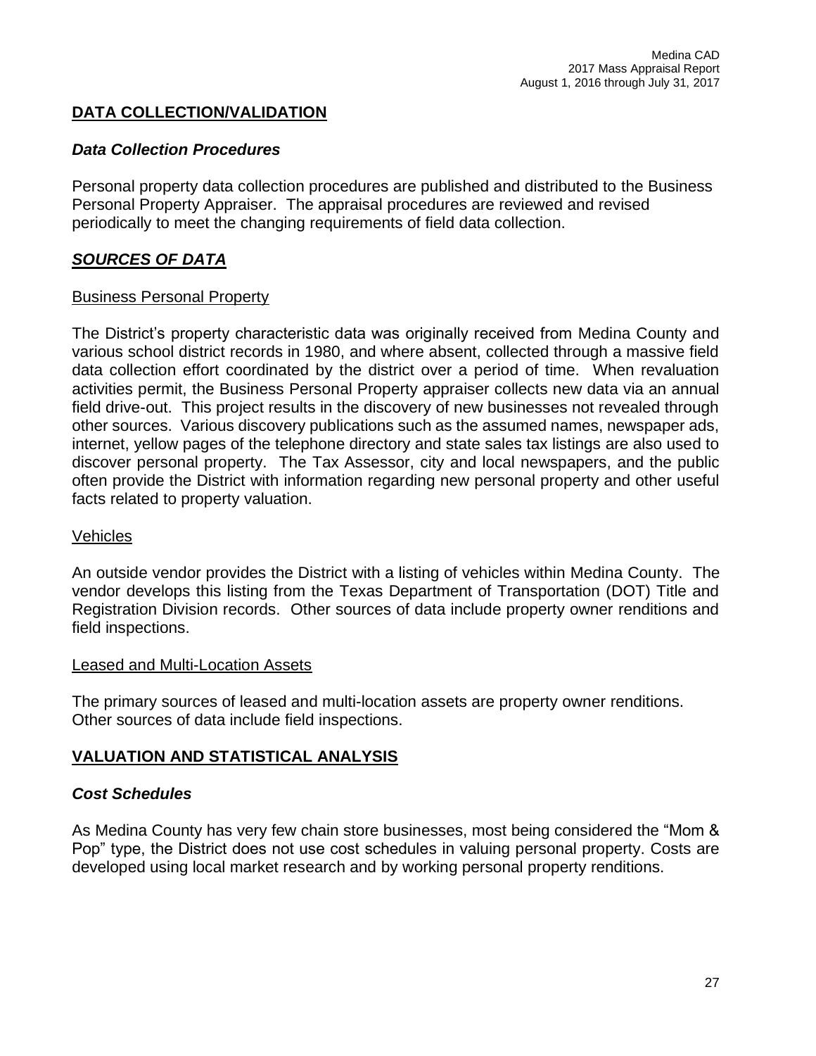## DATA COLLECTION/VALIDATION

### *Data Collection Procedures*

Personal property data collection procedures are published and distributed to the Business Personal Property Appraiser. The appraisal procedures are reviewed and revised periodically to meet the changing requirements of field data collection.

## *SOURCES OF DATA*

### Business Personal Property

The District's property characteristic data was originally received from Medina County and various school district records in 1980, and where absent, collected through a massive field data collection effort coordinated by the district over a period of time. When revaluation activities permit, the Business Personal Property appraiser collects new data via an annual field drive-out. This project results in the discovery of new businesses not revealed through other sources. Various discovery publications such as the assumed names, newspaper ads, internet, yellow pages of the telephone directory and state sales tax listings are also used to discover personal property. The Tax Assessor, city and local newspapers, and the public often provide the District with information regarding new personal property and other useful facts related to property valuation.

### Vehicles

An outside vendor provides the District with a listing of vehicles within Medina County. The vendor develops this listing from the Texas Department of Transportation (DOT) Title and Registration Division records. Other sources of data include property owner renditions and field inspections.

### Leased and Multi-Location Assets

The primary sources of leased and multi-location assets are property owner renditions. Other sources of data include field inspections.

## VALUATION AND STATISTICAL ANALYSIS

### *Cost Schedules*

As Medina County has very few chain store businesses, most being considered the "Mom & Pop" type, the District does not use cost schedules in valuing personal property. Costs are developed using local market research and by working personal property renditions.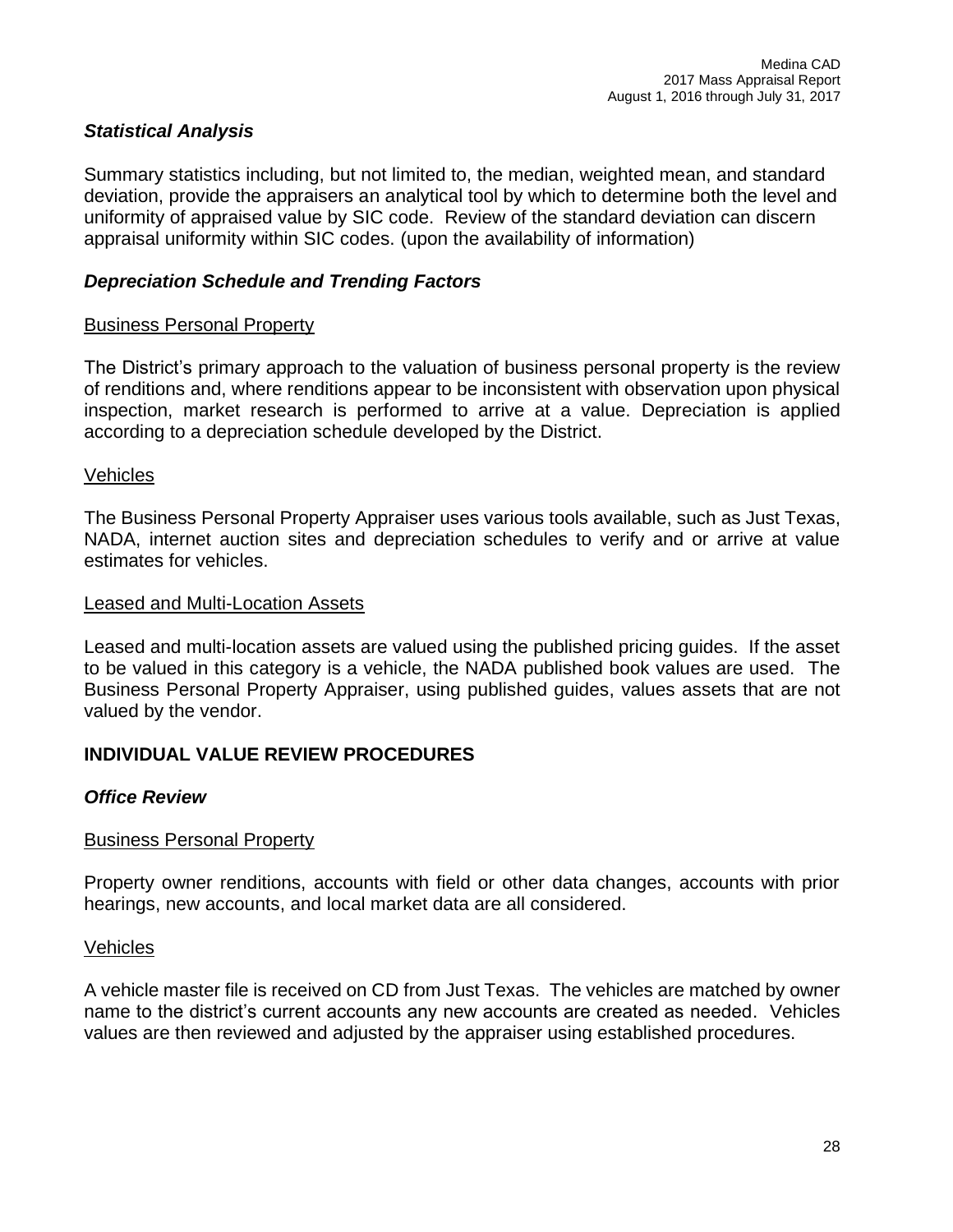### *Statistical Analysis*

Summary statistics including, but not limited to, the median, weighted mean, and standard deviation, provide the appraisers an analytical tool by which to determine both the level and uniformity of appraised value by SIC code. Review of the standard deviation can discern appraisal uniformity within SIC codes. (upon the availability of information)

### *Depreciation Schedule and Trending Factors*

<u>Business Personal Property</u>

The District's primary approach to the valuation of business personal property is the review of renditions and, where renditions appear to be inconsistent with observation upon physical inspection, market research is performed to arrive at a value. Depreciation is applied according to a depreciation schedule developed by the District.

<u>Vehicles</u>

The Business Personal Property Appraiser uses various tools available, such as Just Texas, NADA, internet auction sites and depreciation schedules to verify and or arrive at value estimates for vehicles.

<u>Leased and Multi-Location Assets</u>

Leased and multi-location assets are valued using the published pricing guides. If the asset to be valued in this category is a vehicle, the NADA published book values are used. The Business Personal Property Appraiser, using published guides, values assets that are not valued by the vendor.

## INDIVIDUAL VALUE REVIEW PROCEDURES

### *Office Review*

<u>Business Personal Property</u>

Property owner renditions, accounts with field or other data changes, accounts with prior hearings, new accounts, and local market data are all considered.

<u>Vehicles</u>

A vehicle master file is received on CD from Just Texas. The vehicles are matched by owner name to the district's current accounts any new accounts are created as needed. Vehicles values are then reviewed and adjusted by the appraiser using established procedures.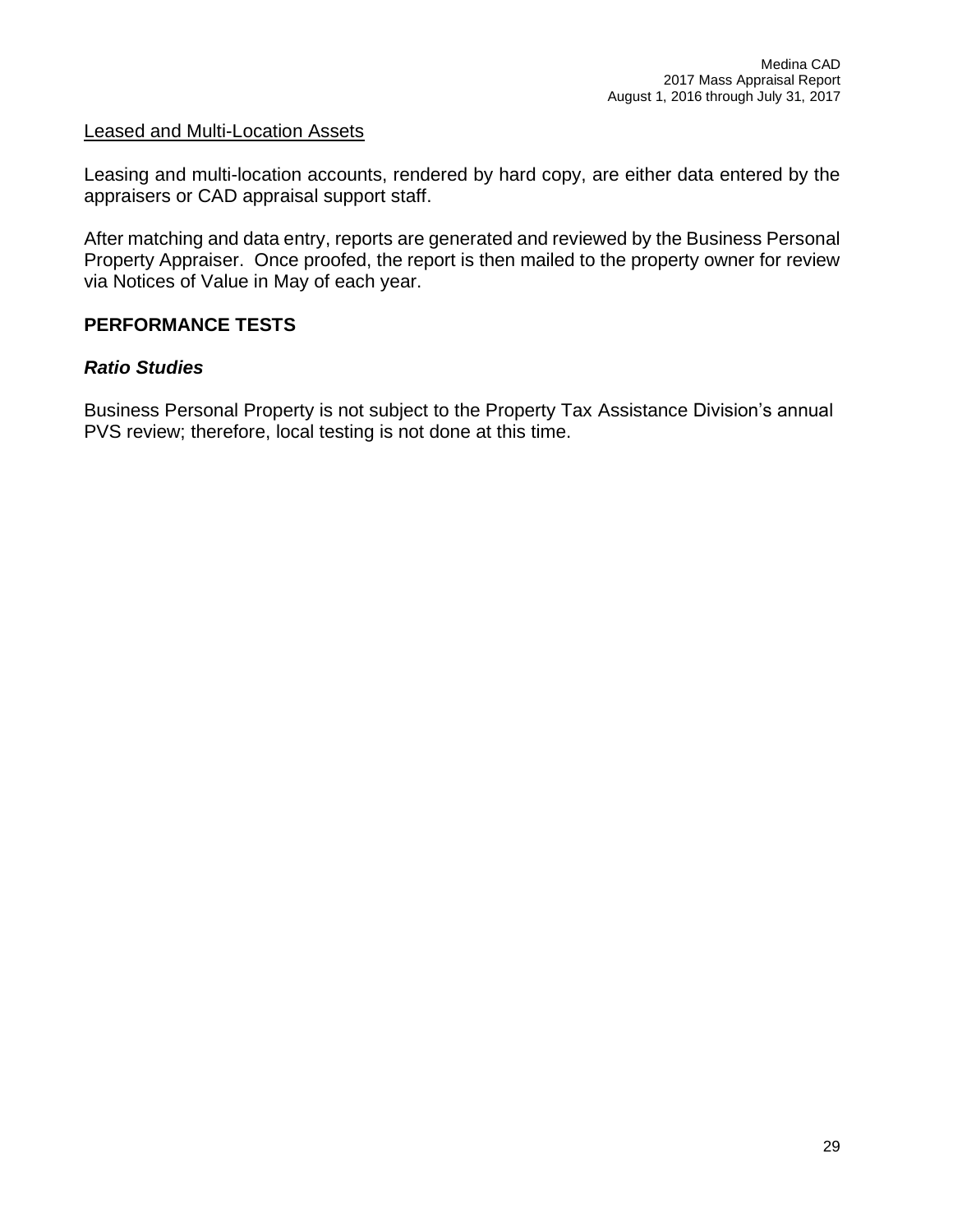Leased and Multi-Location Assets

Leasing and multi-location accounts, rendered by hard copy, are either data entered by the appraisers or CAD appraisal support staff.

After matching and data entry, reports are generated and reviewed by the Business Personal Property Appraiser. Once proofed, the report is then mailed to the property owner for review via Notices of Value in May of each year.

## PERFORMANCE TESTS

### *Ratio Studies*

Business Personal Property is not subject to the Property Tax Assistance Division's annual PVS review; therefore, local testing is not done at this time.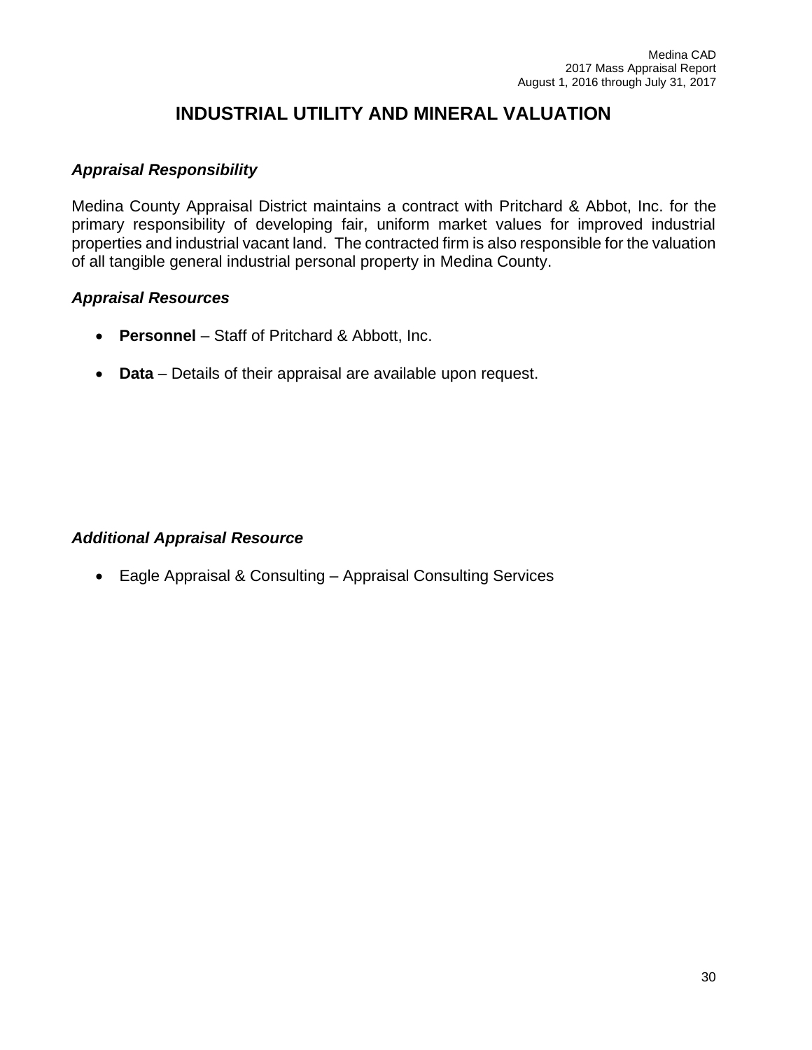# INDUSTRIAL UTILITY AND MINERAL VALUATION

### *Appraisal Responsibility*

Medina County Appraisal District maintains a contract with Pritchard & Abbot, Inc. for the primary responsibility of developing fair, uniform market values for improved industrial properties and industrial vacant land. The contracted firm is also responsible for the valuation of all tangible general industrial personal property in Medina County.

### *Appraisal Resources*

- **Personnel** – Staff of Pritchard & Abbott, Inc.
- **Data** – Details of their appraisal are available upon request.

### *Additional Appraisal Resource*

- Eagle Appraisal & Consulting – Appraisal Consulting Services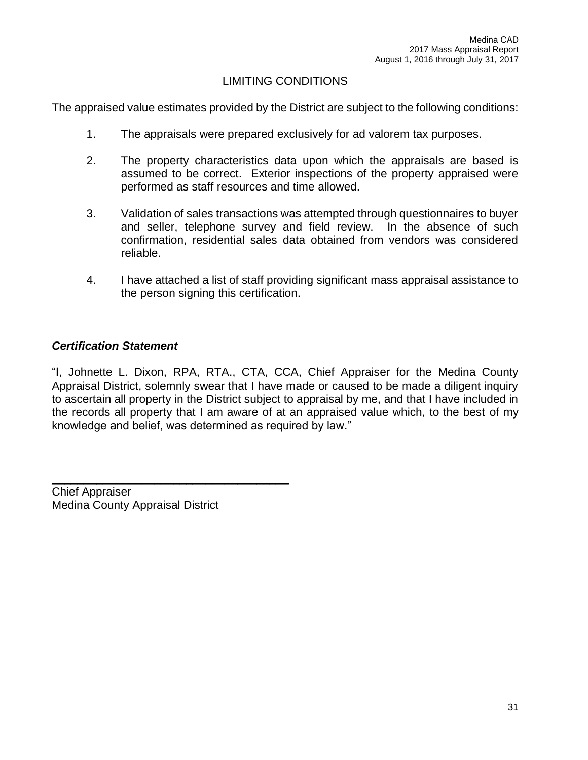## LIMITING CONDITIONS

The appraised value estimates provided by the District are subject to the following conditions:

1. The appraisals were prepared exclusively for ad valorem tax purposes.

2. The property characteristics data upon which the appraisals are based is assumed to be correct. Exterior inspections of the property appraised were performed as staff resources and time allowed.

3. Validation of sales transactions was attempted through questionnaires to buyer and seller, telephone survey and field review. In the absence of such confirmation, residential sales data obtained from vendors was considered reliable.

4. I have attached a list of staff providing significant mass appraisal assistance to the person signing this certification.

### ***Certification Statement***

"I, Johnette L. Dixon, RPA, RTA., CTA, CCA, Chief Appraiser for the Medina County Appraisal District, solemnly swear that I have made or caused to be made a diligent inquiry to ascertain all property in the District subject to appraisal by me, and that I have included in the records all property that I am aware of at an appraised value which, to the best of my knowledge and belief, was determined as required by law."

\_\_\_\_\_\_\_\_\_\_\_\_\_\_\_\_\_\_\_\_\_\_\_\_\_\_\_\_\_\_\_\_\_\_\_\_

Chief Appraiser
Medina County Appraisal District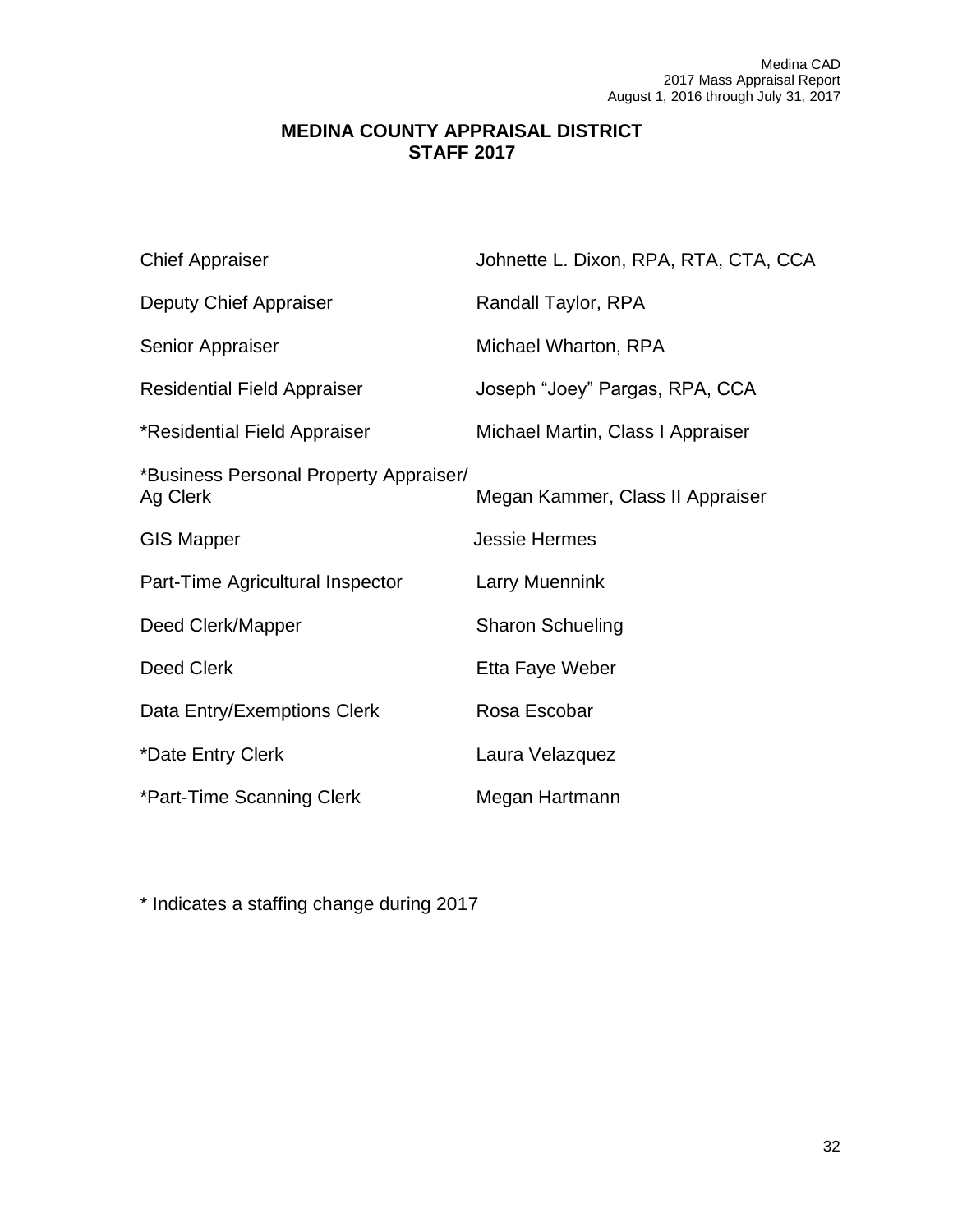# MEDINA COUNTY APPRAISAL DISTRICT
# STAFF 2017

| | |
|---|---|
| Chief Appraiser | Johnette L. Dixon, RPA, RTA, CTA, CCA |
| Deputy Chief Appraiser | Randall Taylor, RPA |
| Senior Appraiser | Michael Wharton, RPA |
| Residential Field Appraiser | Joseph "Joey" Pargas, RPA, CCA |
| *Residential Field Appraiser | Michael Martin, Class I Appraiser |
| *Business Personal Property Appraiser/ Ag Clerk | Megan Kammer, Class II Appraiser |
| GIS Mapper | Jessie Hermes |
| Part-Time Agricultural Inspector | Larry Muennink |
| Deed Clerk/Mapper | Sharon Schueling |
| Deed Clerk | Etta Faye Weber |
| Data Entry/Exemptions Clerk | Rosa Escobar |
| *Date Entry Clerk | Laura Velazquez |
| *Part-Time Scanning Clerk | Megan Hartmann |

* Indicates a staffing change during 2017